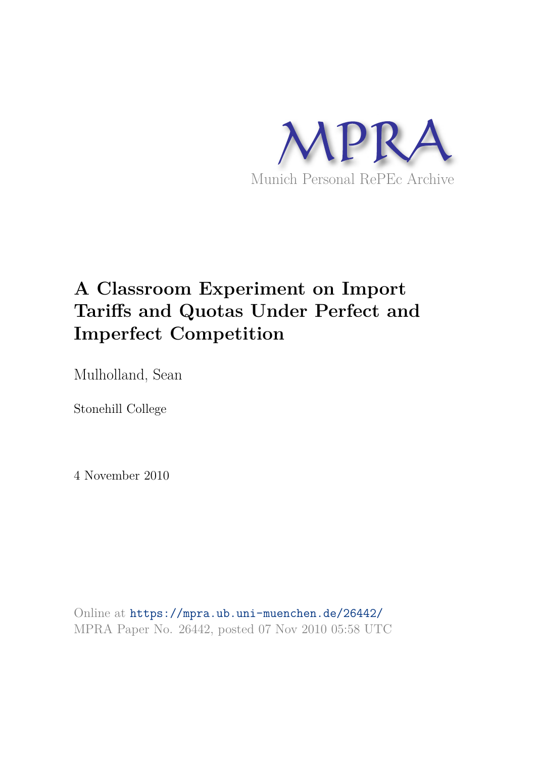MPRA

Munich Personal RePEc Archive

# A Classroom Experiment on Import Tariffs and Quotas Under Perfect and Imperfect Competition

Mulholland, Sean

Stonehill College

4 November 2010

Online at https://mpra.ub.uni-muenchen.de/26442/
MPRA Paper No. 26442, posted 07 Nov 2010 05:58 UTC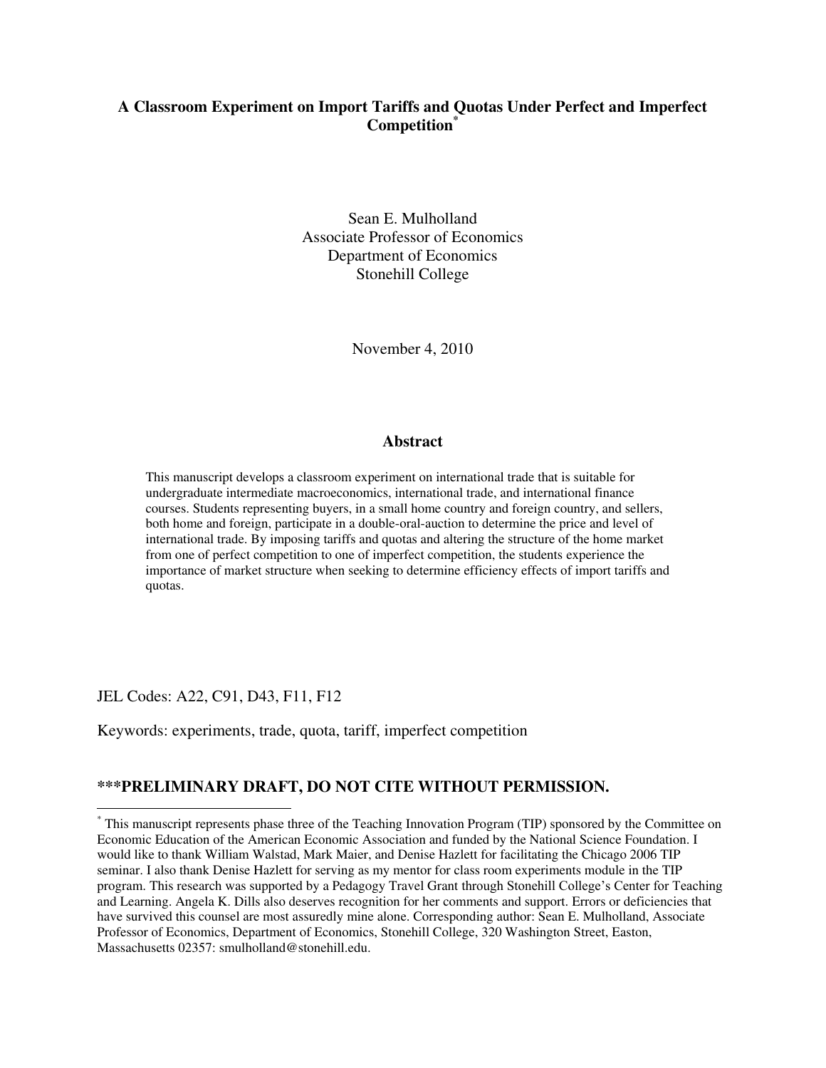# A Classroom Experiment on Import Tariffs and Quotas Under Perfect and Imperfect Competition*

Sean E. Mulholland
Associate Professor of Economics
Department of Economics
Stonehill College

November 4, 2010

## Abstract

This manuscript develops a classroom experiment on international trade that is suitable for undergraduate intermediate macroeconomics, international trade, and international finance courses. Students representing buyers, in a small home country and foreign country, and sellers, both home and foreign, participate in a double-oral-auction to determine the price and level of international trade. By imposing tariffs and quotas and altering the structure of the home market from one of perfect competition to one of imperfect competition, the students experience the importance of market structure when seeking to determine efficiency effects of import tariffs and quotas.

JEL Codes: A22, C91, D43, F11, F12

Keywords: experiments, trade, quota, tariff, imperfect competition

**\*\*\*PRELIMINARY DRAFT, DO NOT CITE WITHOUT PERMISSION.**

---

* This manuscript represents phase three of the Teaching Innovation Program (TIP) sponsored by the Committee on Economic Education of the American Economic Association and funded by the National Science Foundation. I would like to thank William Walstad, Mark Maier, and Denise Hazlett for facilitating the Chicago 2006 TIP seminar. I also thank Denise Hazlett for serving as my mentor for class room experiments module in the TIP program. This research was supported by a Pedagogy Travel Grant through Stonehill College's Center for Teaching and Learning. Angela K. Dills also deserves recognition for her comments and support. Errors or deficiencies that have survived this counsel are most assuredly mine alone. Corresponding author: Sean E. Mulholland, Associate Professor of Economics, Department of Economics, Stonehill College, 320 Washington Street, Easton, Massachusetts 02357: smulholland@stonehill.edu.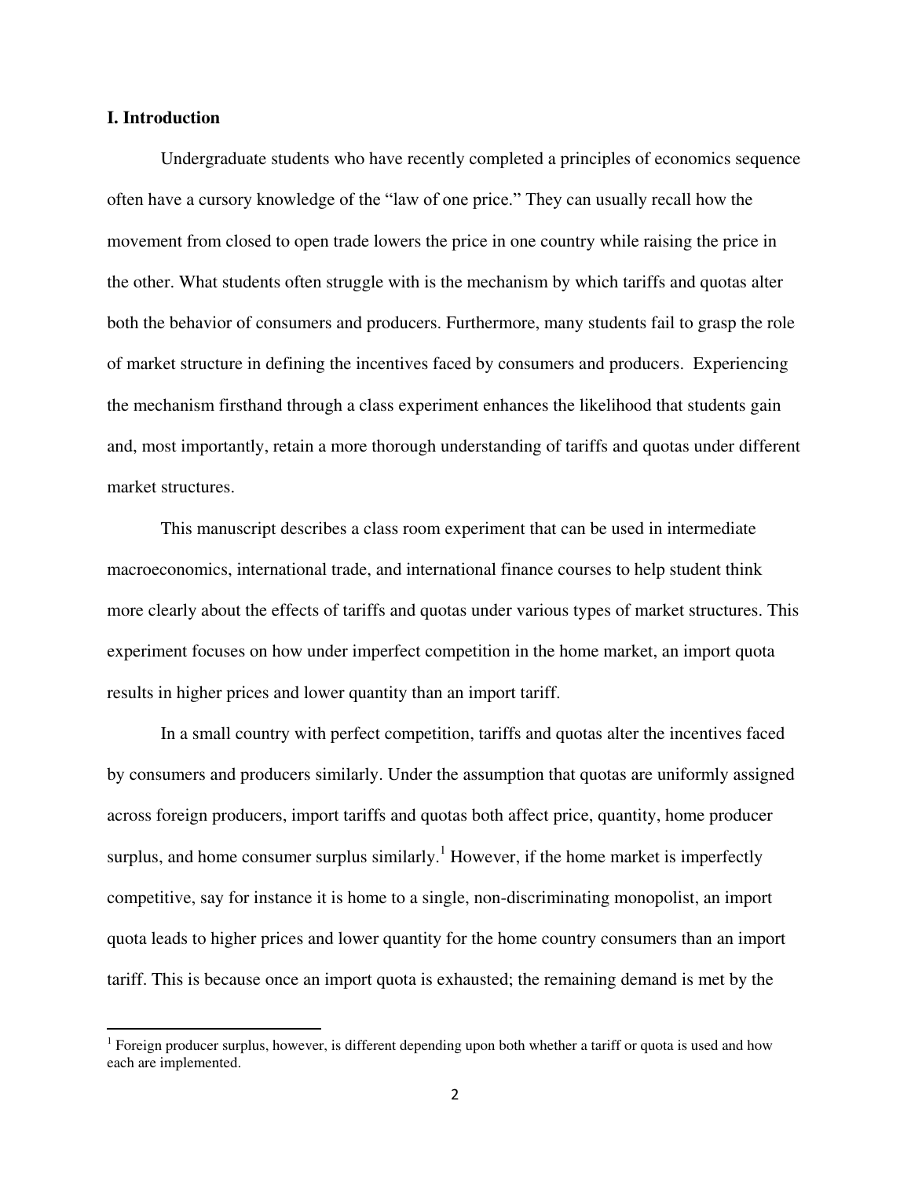## I. Introduction

Undergraduate students who have recently completed a principles of economics sequence often have a cursory knowledge of the "law of one price." They can usually recall how the movement from closed to open trade lowers the price in one country while raising the price in the other. What students often struggle with is the mechanism by which tariffs and quotas alter both the behavior of consumers and producers. Furthermore, many students fail to grasp the role of market structure in defining the incentives faced by consumers and producers. Experiencing the mechanism firsthand through a class experiment enhances the likelihood that students gain and, most importantly, retain a more thorough understanding of tariffs and quotas under different market structures.

This manuscript describes a class room experiment that can be used in intermediate macroeconomics, international trade, and international finance courses to help student think more clearly about the effects of tariffs and quotas under various types of market structures. This experiment focuses on how under imperfect competition in the home market, an import quota results in higher prices and lower quantity than an import tariff.

In a small country with perfect competition, tariffs and quotas alter the incentives faced by consumers and producers similarly. Under the assumption that quotas are uniformly assigned across foreign producers, import tariffs and quotas both affect price, quantity, home producer surplus, and home consumer surplus similarly.[1] However, if the home market is imperfectly competitive, say for instance it is home to a single, non-discriminating monopolist, an import quota leads to higher prices and lower quantity for the home country consumers than an import tariff. This is because once an import quota is exhausted; the remaining demand is met by the

[1] Foreign producer surplus, however, is different depending upon both whether a tariff or quota is used and how each are implemented.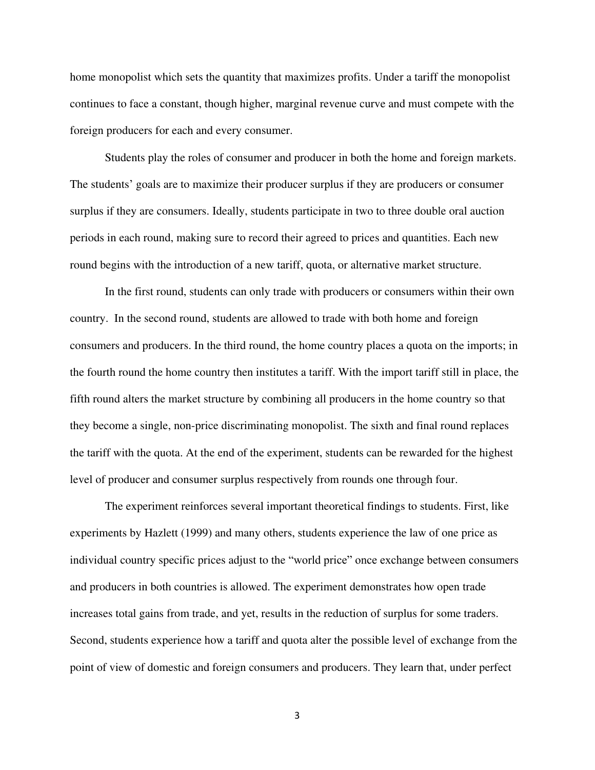home monopolist which sets the quantity that maximizes profits. Under a tariff the monopolist continues to face a constant, though higher, marginal revenue curve and must compete with the foreign producers for each and every consumer.

Students play the roles of consumer and producer in both the home and foreign markets. The students' goals are to maximize their producer surplus if they are producers or consumer surplus if they are consumers. Ideally, students participate in two to three double oral auction periods in each round, making sure to record their agreed to prices and quantities. Each new round begins with the introduction of a new tariff, quota, or alternative market structure.

In the first round, students can only trade with producers or consumers within their own country. In the second round, students are allowed to trade with both home and foreign consumers and producers. In the third round, the home country places a quota on the imports; in the fourth round the home country then institutes a tariff. With the import tariff still in place, the fifth round alters the market structure by combining all producers in the home country so that they become a single, non-price discriminating monopolist. The sixth and final round replaces the tariff with the quota. At the end of the experiment, students can be rewarded for the highest level of producer and consumer surplus respectively from rounds one through four.

The experiment reinforces several important theoretical findings to students. First, like experiments by Hazlett (1999) and many others, students experience the law of one price as individual country specific prices adjust to the "world price" once exchange between consumers and producers in both countries is allowed. The experiment demonstrates how open trade increases total gains from trade, and yet, results in the reduction of surplus for some traders. Second, students experience how a tariff and quota alter the possible level of exchange from the point of view of domestic and foreign consumers and producers. They learn that, under perfect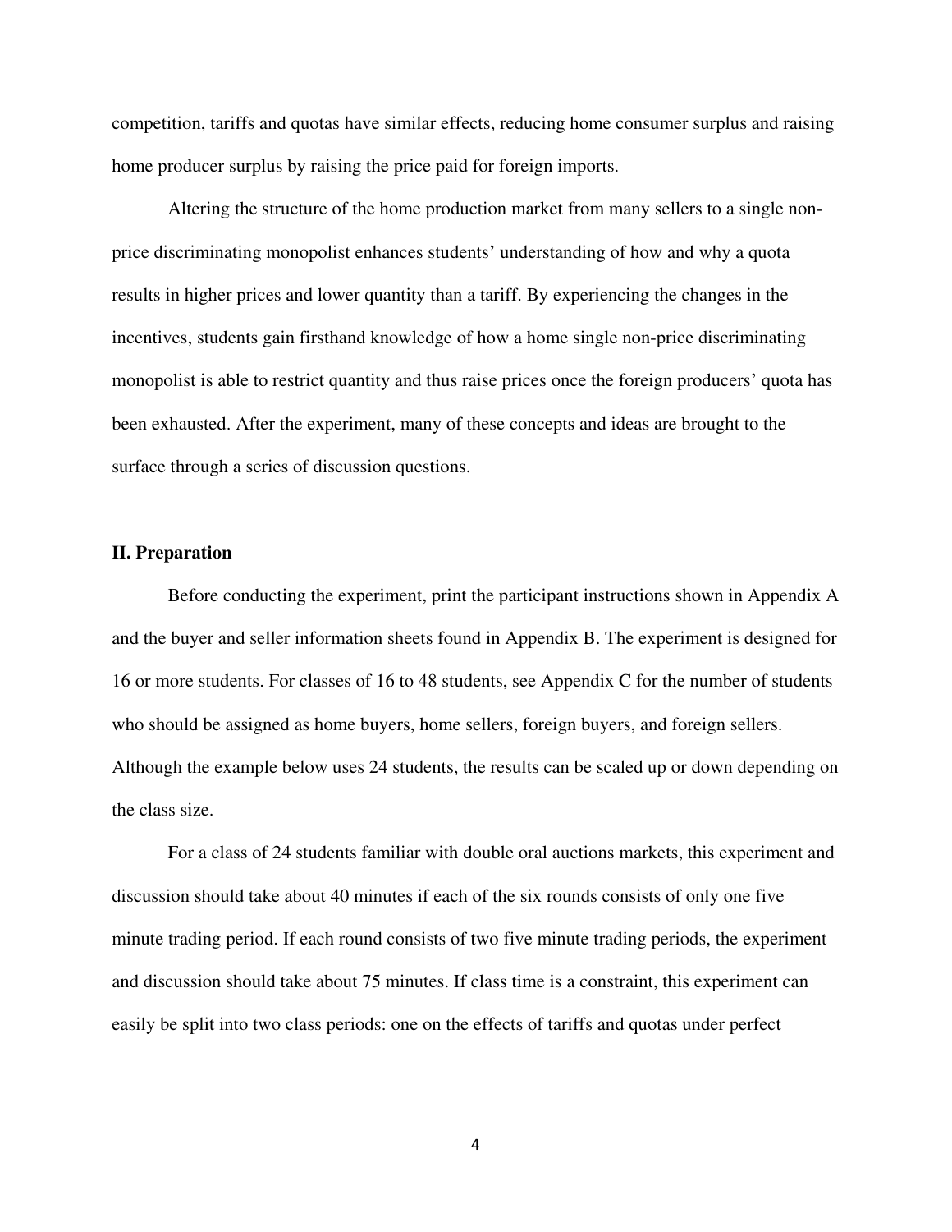competition, tariffs and quotas have similar effects, reducing home consumer surplus and raising home producer surplus by raising the price paid for foreign imports.

Altering the structure of the home production market from many sellers to a single non-price discriminating monopolist enhances students' understanding of how and why a quota results in higher prices and lower quantity than a tariff. By experiencing the changes in the incentives, students gain firsthand knowledge of how a home single non-price discriminating monopolist is able to restrict quantity and thus raise prices once the foreign producers' quota has been exhausted. After the experiment, many of these concepts and ideas are brought to the surface through a series of discussion questions.

## II. Preparation

Before conducting the experiment, print the participant instructions shown in Appendix A and the buyer and seller information sheets found in Appendix B. The experiment is designed for 16 or more students. For classes of 16 to 48 students, see Appendix C for the number of students who should be assigned as home buyers, home sellers, foreign buyers, and foreign sellers. Although the example below uses 24 students, the results can be scaled up or down depending on the class size.

For a class of 24 students familiar with double oral auctions markets, this experiment and discussion should take about 40 minutes if each of the six rounds consists of only one five minute trading period. If each round consists of two five minute trading periods, the experiment and discussion should take about 75 minutes. If class time is a constraint, this experiment can easily be split into two class periods: one on the effects of tariffs and quotas under perfect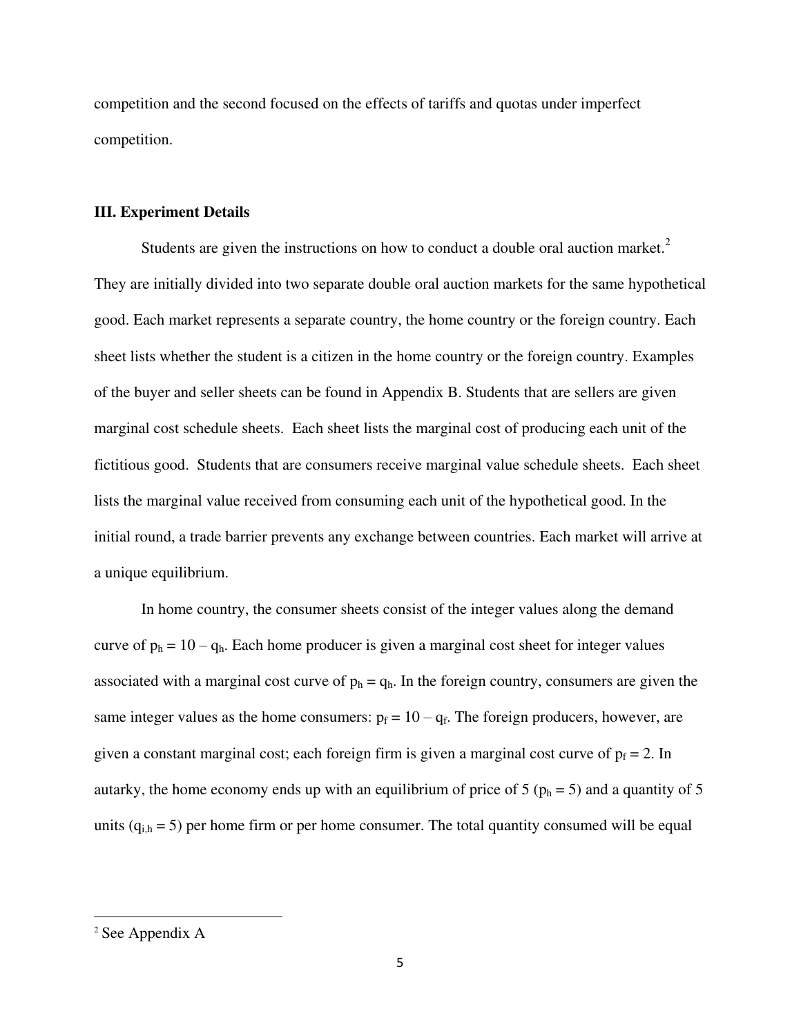competition and the second focused on the effects of tariffs and quotas under imperfect competition.

### III. Experiment Details

Students are given the instructions on how to conduct a double oral auction market.[2] They are initially divided into two separate double oral auction markets for the same hypothetical good. Each market represents a separate country, the home country or the foreign country. Each sheet lists whether the student is a citizen in the home country or the foreign country. Examples of the buyer and seller sheets can be found in Appendix B. Students that are sellers are given marginal cost schedule sheets. Each sheet lists the marginal cost of producing each unit of the fictitious good. Students that are consumers receive marginal value schedule sheets. Each sheet lists the marginal value received from consuming each unit of the hypothetical good. In the initial round, a trade barrier prevents any exchange between countries. Each market will arrive at a unique equilibrium.

In home country, the consumer sheets consist of the integer values along the demand curve of $p_h = 10 - q_h$. Each home producer is given a marginal cost sheet for integer values associated with a marginal cost curve of $p_h = q_h$. In the foreign country, consumers are given the same integer values as the home consumers: $p_f = 10 - q_f$. The foreign producers, however, are given a constant marginal cost; each foreign firm is given a marginal cost curve of $p_f = 2$. In autarky, the home economy ends up with an equilibrium of price of 5 ($p_h = 5$) and a quantity of 5 units ($q_{i,h} = 5$) per home firm or per home consumer. The total quantity consumed will be equal

[2] See Appendix A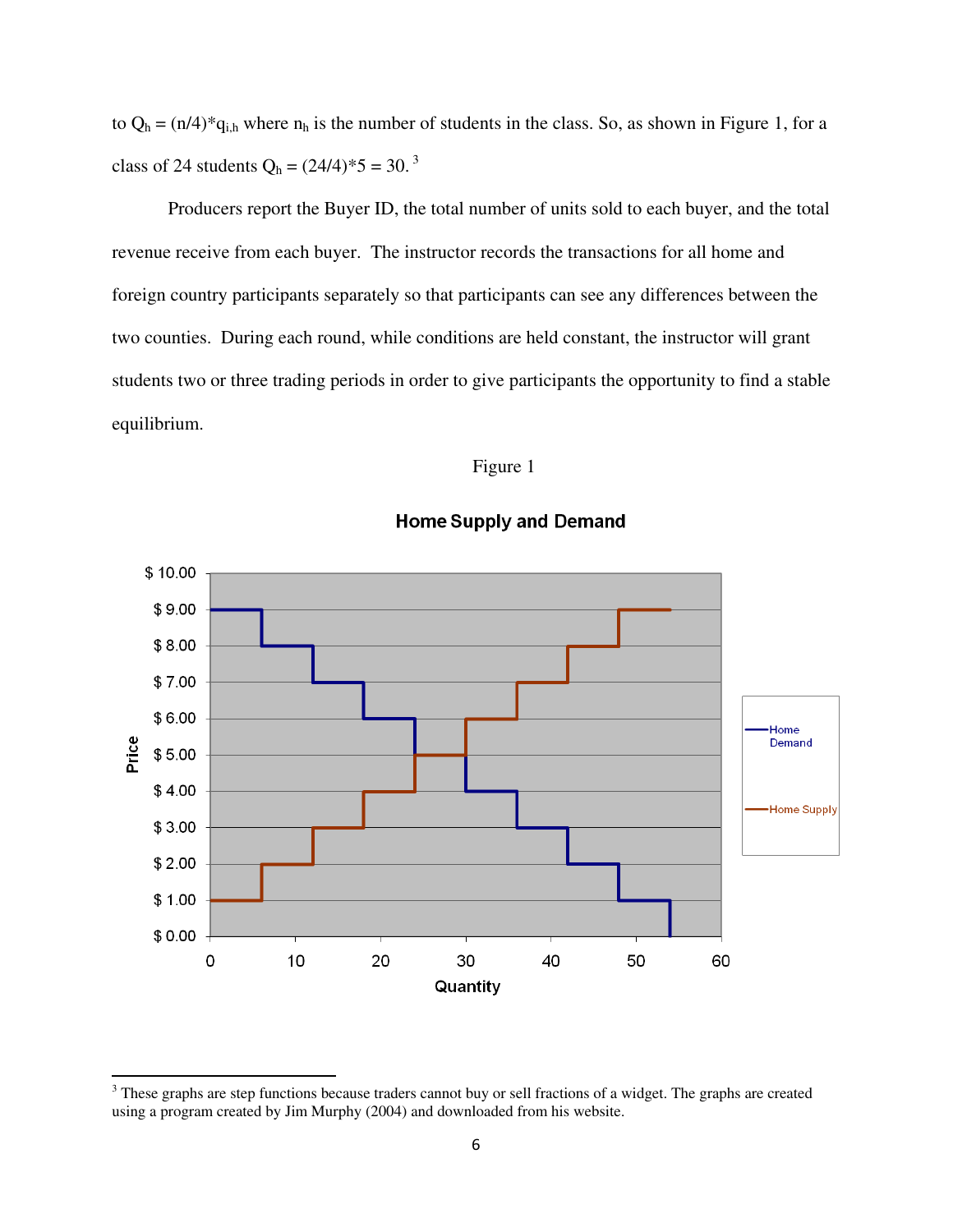to $Q_h = (n/4)*q_{i,h}$ where $n_h$ is the number of students in the class. So, as shown in Figure 1, for a class of 24 students $Q_h = (24/4)*5 = 30$.[3]

Producers report the Buyer ID, the total number of units sold to each buyer, and the total revenue receive from each buyer. The instructor records the transactions for all home and foreign country participants separately so that participants can see any differences between the two counties. During each round, while conditions are held constant, the instructor will grant students two or three trading periods in order to give participants the opportunity to find a stable equilibrium.

Figure 1

**Home Supply and Demand**

[3] These graphs are step functions because traders cannot buy or sell fractions of a widget. The graphs are created using a program created by Jim Murphy (2004) and downloaded from his website.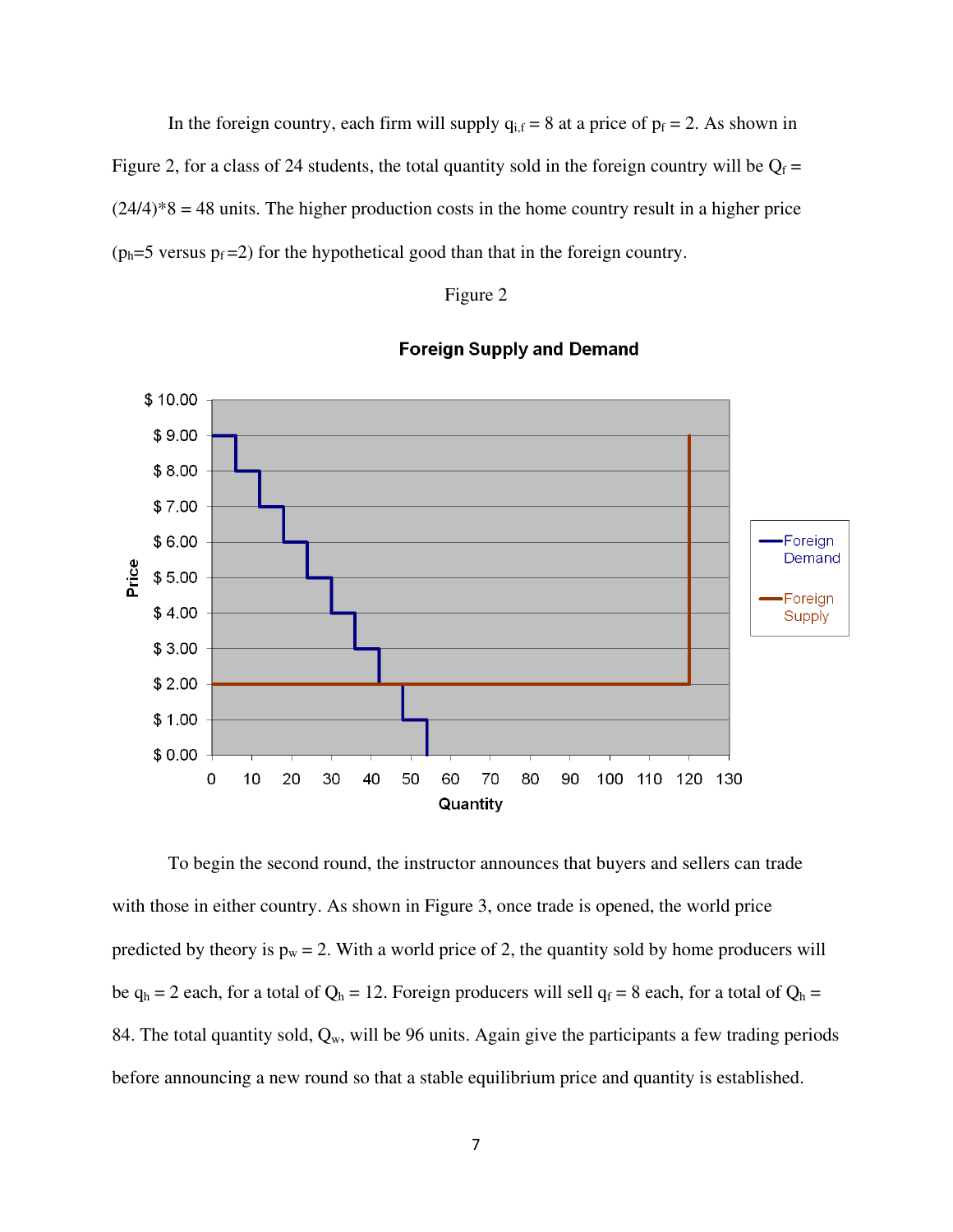In the foreign country, each firm will supply $q_{i,f} = 8$ at a price of $p_f = 2$. As shown in Figure 2, for a class of 24 students, the total quantity sold in the foreign country will be $Q_f = (24/4)*8 = 48$ units. The higher production costs in the home country result in a higher price ($p_h=5$ versus $p_f=2$) for the hypothetical good than that in the foreign country.

Figure 2

To begin the second round, the instructor announces that buyers and sellers can trade with those in either country. As shown in Figure 3, once trade is opened, the world price predicted by theory is $p_w = 2$. With a world price of 2, the quantity sold by home producers will be $q_h = 2$ each, for a total of $Q_h = 12$. Foreign producers will sell $q_f = 8$ each, for a total of $Q_h = 84$. The total quantity sold, $Q_w$, will be 96 units. Again give the participants a few trading periods before announcing a new round so that a stable equilibrium price and quantity is established.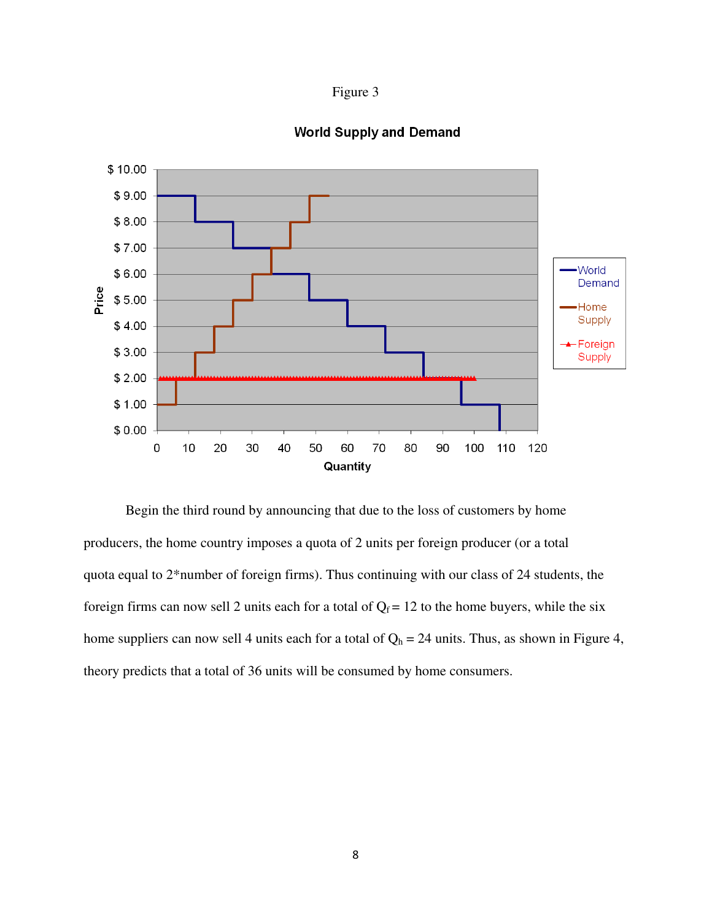Figure 3

Begin the third round by announcing that due to the loss of customers by home producers, the home country imposes a quota of 2 units per foreign producer (or a total quota equal to 2*number of foreign firms). Thus continuing with our class of 24 students, the foreign firms can now sell 2 units each for a total of $Q_f = 12$ to the home buyers, while the six home suppliers can now sell 4 units each for a total of $Q_h = 24$ units. Thus, as shown in Figure 4, theory predicts that a total of 36 units will be consumed by home consumers.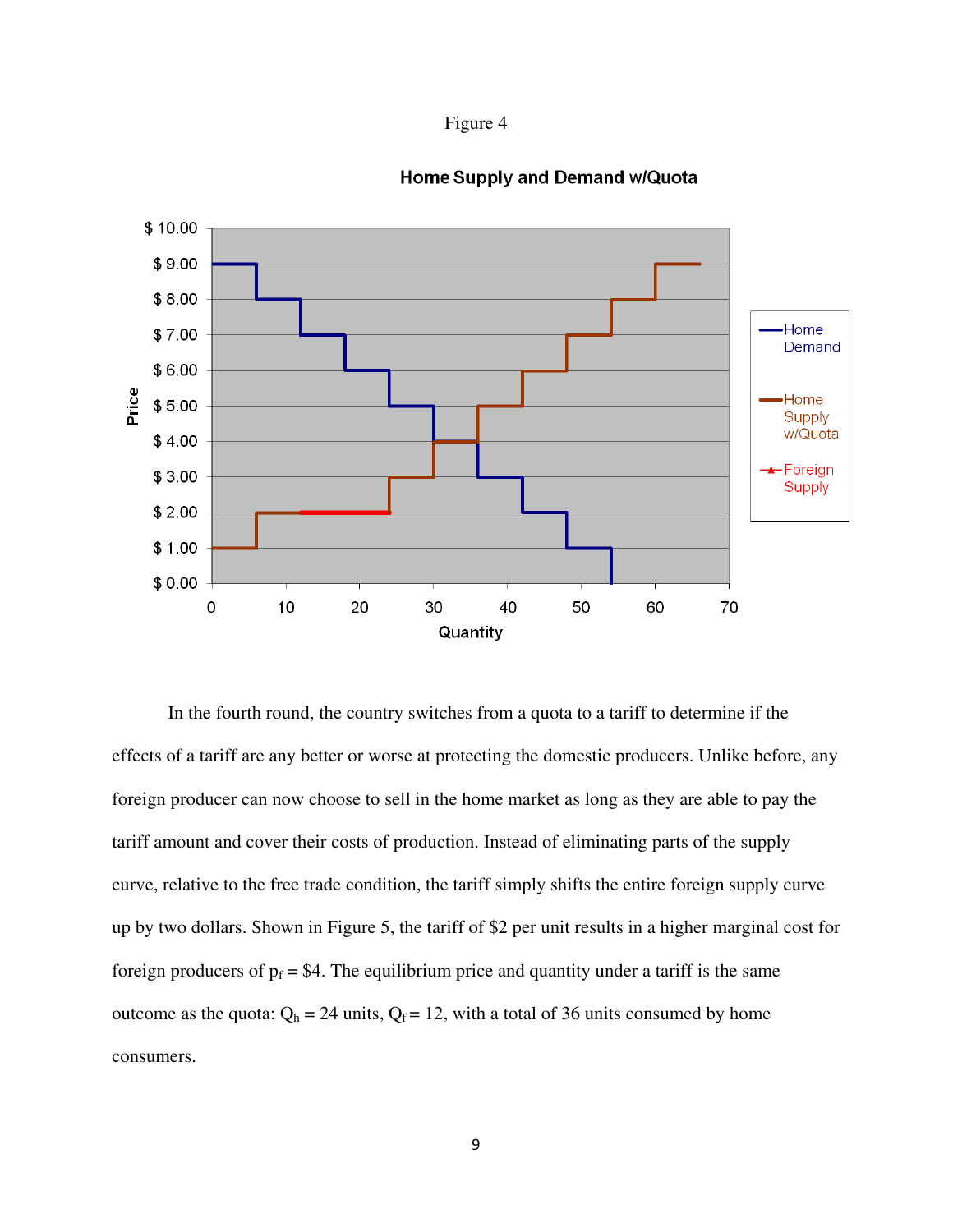Figure 4

In the fourth round, the country switches from a quota to a tariff to determine if the effects of a tariff are any better or worse at protecting the domestic producers. Unlike before, any foreign producer can now choose to sell in the home market as long as they are able to pay the tariff amount and cover their costs of production. Instead of eliminating parts of the supply curve, relative to the free trade condition, the tariff simply shifts the entire foreign supply curve up by two dollars. Shown in Figure 5, the tariff of \$2 per unit results in a higher marginal cost for foreign producers of $p_f$ = \$4. The equilibrium price and quantity under a tariff is the same outcome as the quota: $Q_h$ = 24 units, $Q_f$ = 12, with a total of 36 units consumed by home consumers.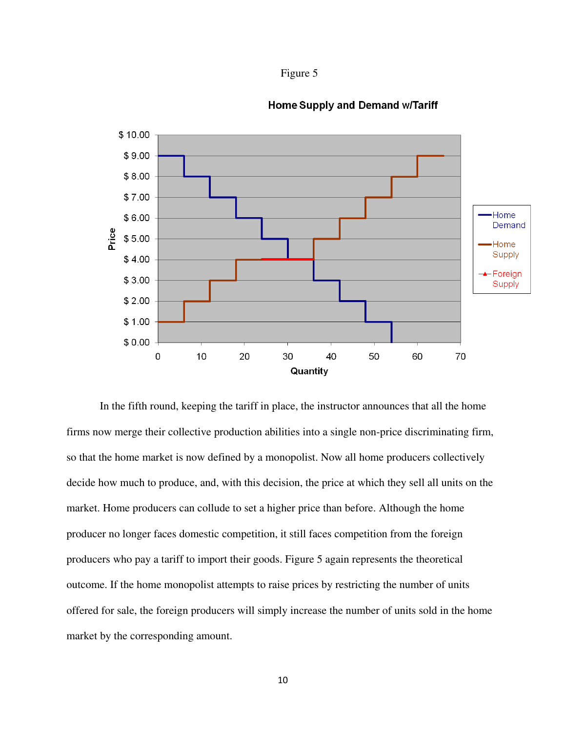Figure 5

In the fifth round, keeping the tariff in place, the instructor announces that all the home firms now merge their collective production abilities into a single non-price discriminating firm, so that the home market is now defined by a monopolist. Now all home producers collectively decide how much to produce, and, with this decision, the price at which they sell all units on the market. Home producers can collude to set a higher price than before. Although the home producer no longer faces domestic competition, it still faces competition from the foreign producers who pay a tariff to import their goods. Figure 5 again represents the theoretical outcome. If the home monopolist attempts to raise prices by restricting the number of units offered for sale, the foreign producers will simply increase the number of units sold in the home market by the corresponding amount.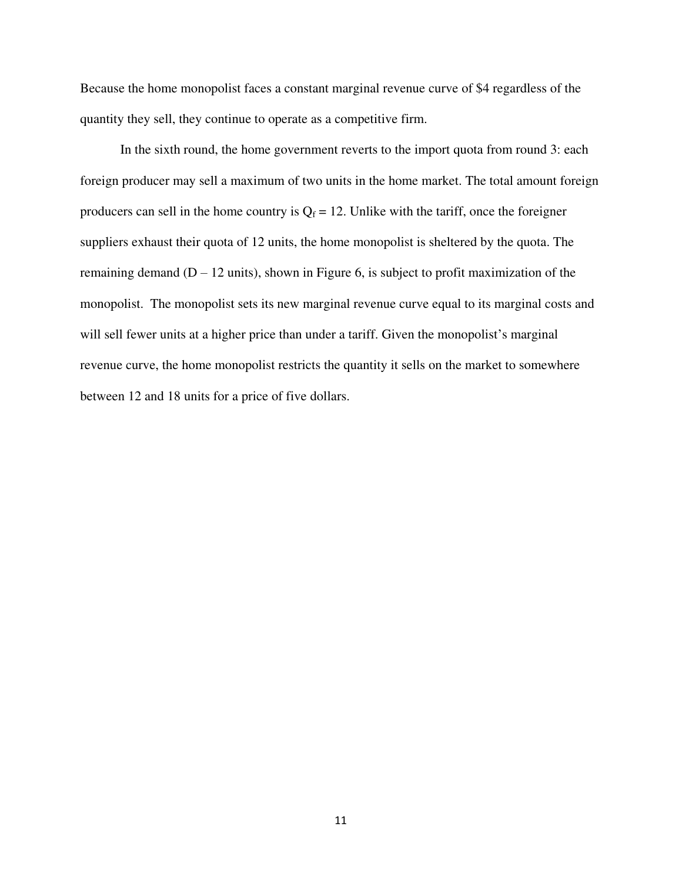Because the home monopolist faces a constant marginal revenue curve of $4 regardless of the quantity they sell, they continue to operate as a competitive firm.

In the sixth round, the home government reverts to the import quota from round 3: each foreign producer may sell a maximum of two units in the home market. The total amount foreign producers can sell in the home country is $Q_f = 12$. Unlike with the tariff, once the foreigner suppliers exhaust their quota of 12 units, the home monopolist is sheltered by the quota. The remaining demand (D – 12 units), shown in Figure 6, is subject to profit maximization of the monopolist. The monopolist sets its new marginal revenue curve equal to its marginal costs and will sell fewer units at a higher price than under a tariff. Given the monopolist's marginal revenue curve, the home monopolist restricts the quantity it sells on the market to somewhere between 12 and 18 units for a price of five dollars.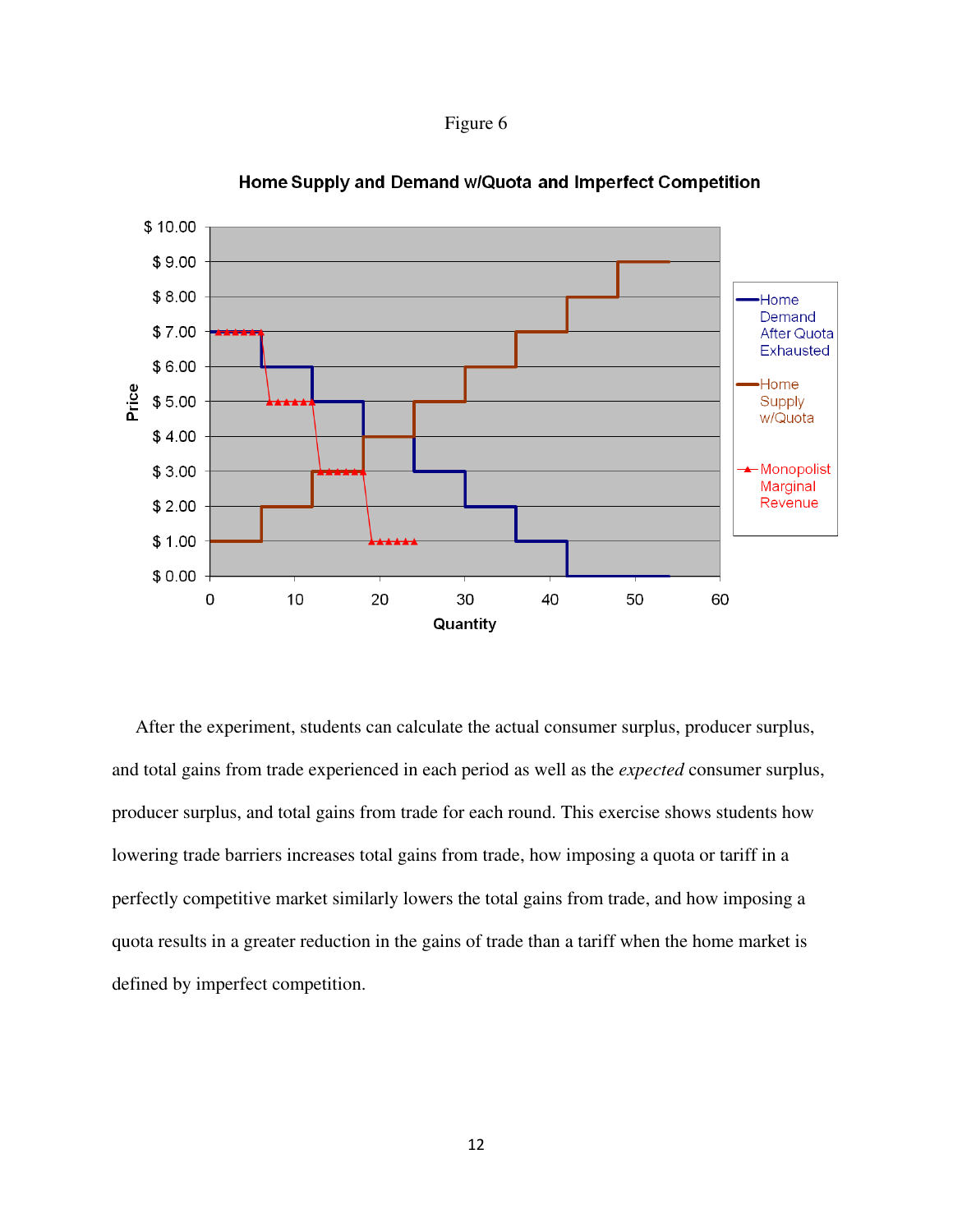Figure 6

**Home Supply and Demand w/Quota and Imperfect Competition**

After the experiment, students can calculate the actual consumer surplus, producer surplus, and total gains from trade experienced in each period as well as the *expected* consumer surplus, producer surplus, and total gains from trade for each round. This exercise shows students how lowering trade barriers increases total gains from trade, how imposing a quota or tariff in a perfectly competitive market similarly lowers the total gains from trade, and how imposing a quota results in a greater reduction in the gains of trade than a tariff when the home market is defined by imperfect competition.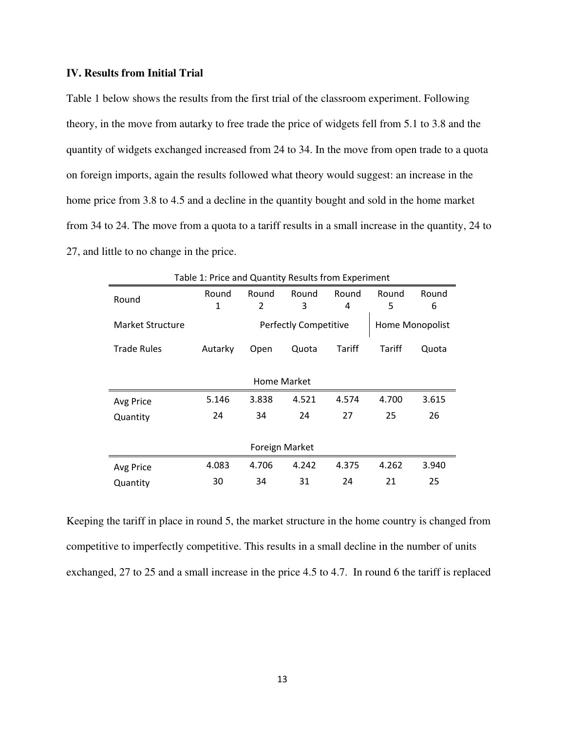### IV. Results from Initial Trial

Table 1 below shows the results from the first trial of the classroom experiment. Following theory, in the move from autarky to free trade the price of widgets fell from 5.1 to 3.8 and the quantity of widgets exchanged increased from 24 to 34. In the move from open trade to a quota on foreign imports, again the results followed what theory would suggest: an increase in the home price from 3.8 to 4.5 and a decline in the quantity bought and sold in the home market from 34 to 24. The move from a quota to a tariff results in a small increase in the quantity, 24 to 27, and little to no change in the price.

Table 1: Price and Quantity Results from Experiment

| Round | Round 1 | Round 2 | Round 3 | Round 4 | Round 5 | Round 6 |
|---|---|---|---|---|---|---|
| Market Structure | Perfectly Competitive | | | | Home Monopolist | |
| Trade Rules | Autarky | Open | Quota | Tariff | Tariff | Quota |
| **Home Market** | | | | | | |
| Avg Price | 5.146 | 3.838 | 4.521 | 4.574 | 4.700 | 3.615 |
| Quantity | 24 | 34 | 24 | 27 | 25 | 26 |
| **Foreign Market** | | | | | | |
| Avg Price | 4.083 | 4.706 | 4.242 | 4.375 | 4.262 | 3.940 |
| Quantity | 30 | 34 | 31 | 24 | 21 | 25 |

Keeping the tariff in place in round 5, the market structure in the home country is changed from competitive to imperfectly competitive. This results in a small decline in the number of units exchanged, 27 to 25 and a small increase in the price 4.5 to 4.7. In round 6 the tariff is replaced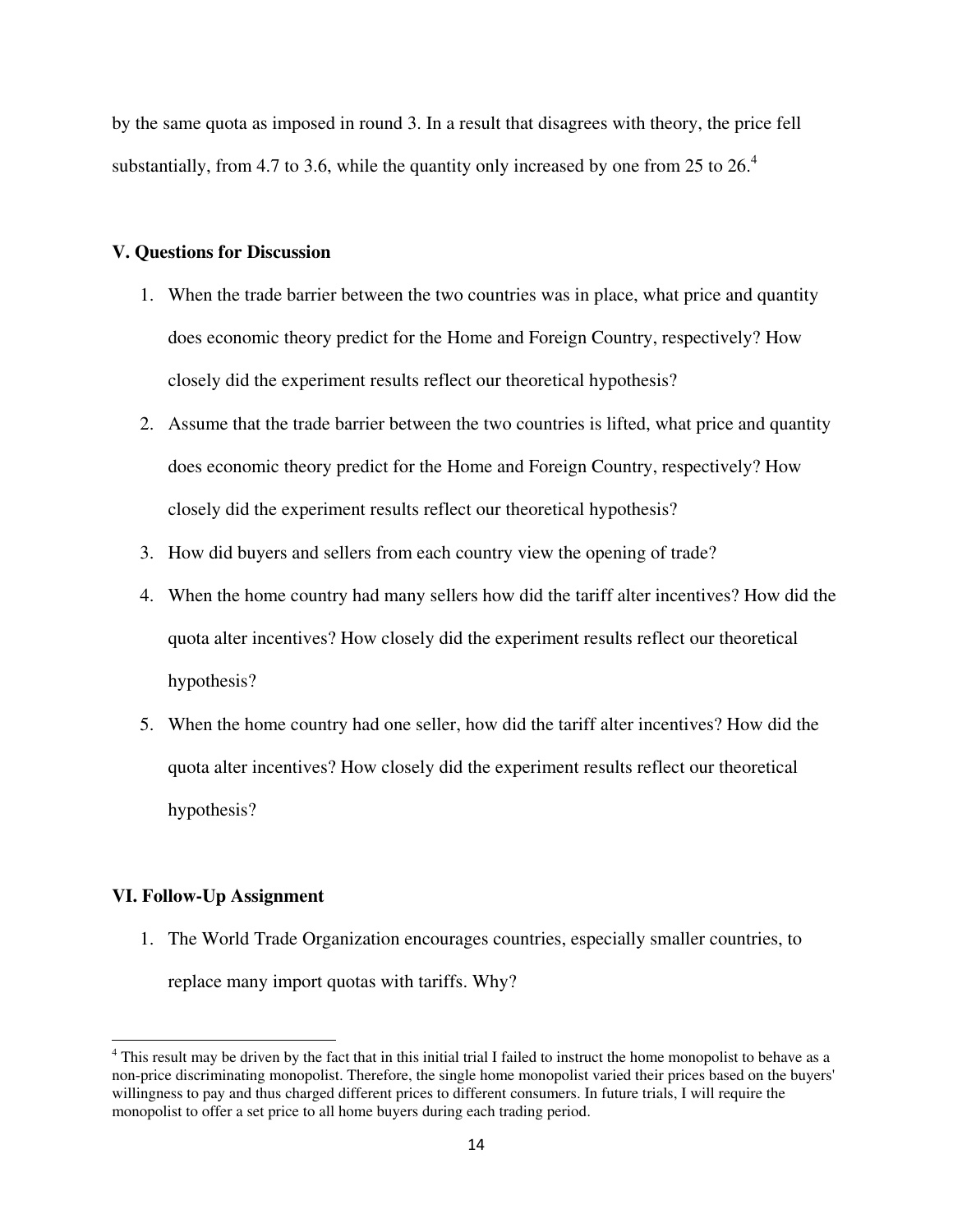by the same quota as imposed in round 3. In a result that disagrees with theory, the price fell substantially, from 4.7 to 3.6, while the quantity only increased by one from 25 to 26.[4]

## V. Questions for Discussion

1. When the trade barrier between the two countries was in place, what price and quantity does economic theory predict for the Home and Foreign Country, respectively? How closely did the experiment results reflect our theoretical hypothesis?
2. Assume that the trade barrier between the two countries is lifted, what price and quantity does economic theory predict for the Home and Foreign Country, respectively? How closely did the experiment results reflect our theoretical hypothesis?
3. How did buyers and sellers from each country view the opening of trade?
4. When the home country had many sellers how did the tariff alter incentives? How did the quota alter incentives? How closely did the experiment results reflect our theoretical hypothesis?
5. When the home country had one seller, how did the tariff alter incentives? How did the quota alter incentives? How closely did the experiment results reflect our theoretical hypothesis?

## VI. Follow-Up Assignment

1. The World Trade Organization encourages countries, especially smaller countries, to replace many import quotas with tariffs. Why?

---

[4] This result may be driven by the fact that in this initial trial I failed to instruct the home monopolist to behave as a non-price discriminating monopolist. Therefore, the single home monopolist varied their prices based on the buyers' willingness to pay and thus charged different prices to different consumers. In future trials, I will require the monopolist to offer a set price to all home buyers during each trading period.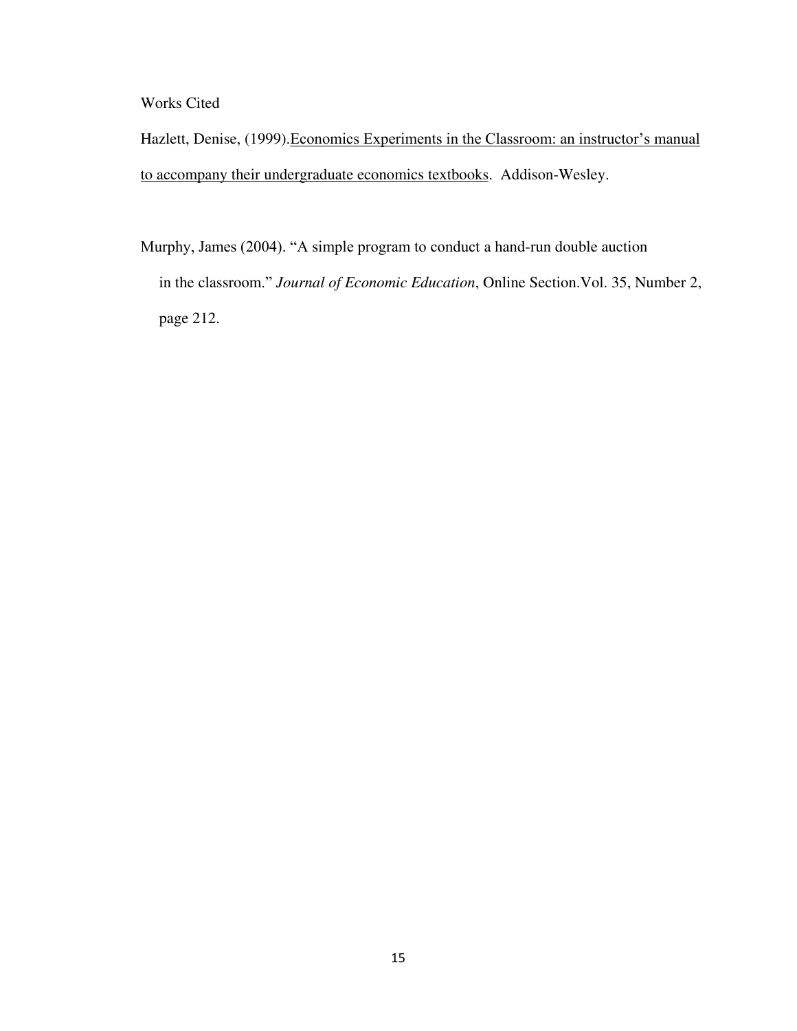## Works Cited

Hazlett, Denise, (1999).<u>Economics Experiments in the Classroom: an instructor's manual to accompany their undergraduate economics textbooks</u>. Addison-Wesley.

Murphy, James (2004). "A simple program to conduct a hand-run double auction in the classroom." *Journal of Economic Education*, Online Section.Vol. 35, Number 2, page 212.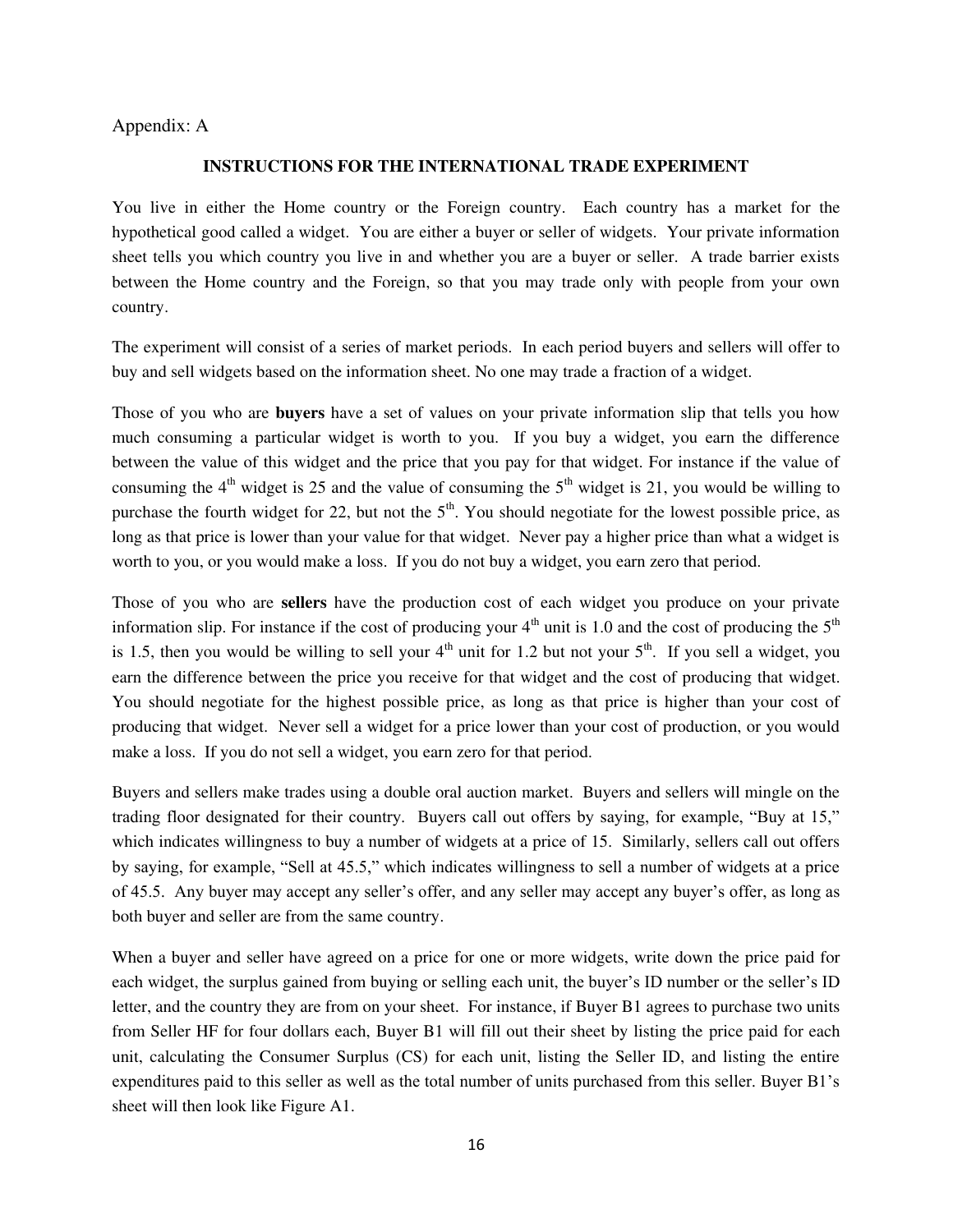Appendix: A

## INSTRUCTIONS FOR THE INTERNATIONAL TRADE EXPERIMENT

You live in either the Home country or the Foreign country. Each country has a market for the hypothetical good called a widget. You are either a buyer or seller of widgets. Your private information sheet tells you which country you live in and whether you are a buyer or seller. A trade barrier exists between the Home country and the Foreign, so that you may trade only with people from your own country.

The experiment will consist of a series of market periods. In each period buyers and sellers will offer to buy and sell widgets based on the information sheet. No one may trade a fraction of a widget.

Those of you who are **buyers** have a set of values on your private information slip that tells you how much consuming a particular widget is worth to you. If you buy a widget, you earn the difference between the value of this widget and the price that you pay for that widget. For instance if the value of consuming the 4th widget is 25 and the value of consuming the 5th widget is 21, you would be willing to purchase the fourth widget for 22, but not the 5th. You should negotiate for the lowest possible price, as long as that price is lower than your value for that widget. Never pay a higher price than what a widget is worth to you, or you would make a loss. If you do not buy a widget, you earn zero that period.

Those of you who are **sellers** have the production cost of each widget you produce on your private information slip. For instance if the cost of producing your 4th unit is 1.0 and the cost of producing the 5th is 1.5, then you would be willing to sell your 4th unit for 1.2 but not your 5th. If you sell a widget, you earn the difference between the price you receive for that widget and the cost of producing that widget. You should negotiate for the highest possible price, as long as that price is higher than your cost of producing that widget. Never sell a widget for a price lower than your cost of production, or you would make a loss. If you do not sell a widget, you earn zero for that period.

Buyers and sellers make trades using a double oral auction market. Buyers and sellers will mingle on the trading floor designated for their country. Buyers call out offers by saying, for example, "Buy at 15," which indicates willingness to buy a number of widgets at a price of 15. Similarly, sellers call out offers by saying, for example, "Sell at 45.5," which indicates willingness to sell a number of widgets at a price of 45.5. Any buyer may accept any seller's offer, and any seller may accept any buyer's offer, as long as both buyer and seller are from the same country.

When a buyer and seller have agreed on a price for one or more widgets, write down the price paid for each widget, the surplus gained from buying or selling each unit, the buyer's ID number or the seller's ID letter, and the country they are from on your sheet. For instance, if Buyer B1 agrees to purchase two units from Seller HF for four dollars each, Buyer B1 will fill out their sheet by listing the price paid for each unit, calculating the Consumer Surplus (CS) for each unit, listing the Seller ID, and listing the entire expenditures paid to this seller as well as the total number of units purchased from this seller. Buyer B1's sheet will then look like Figure A1.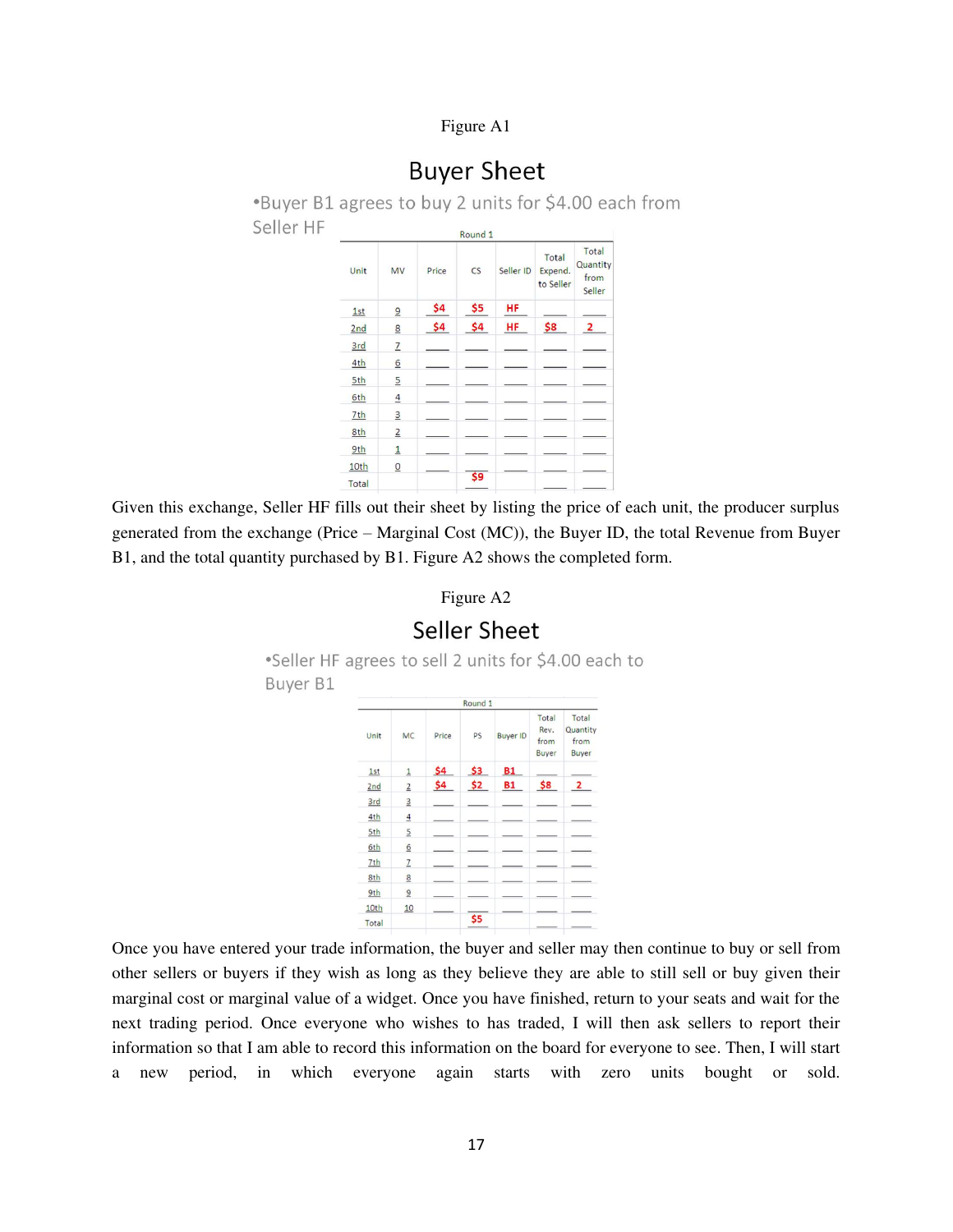Figure A1

## Buyer Sheet

•Buyer B1 agrees to buy 2 units for $4.00 each from Seller HF

| Round 1 | | | | | | |
|---|---|---|---|---|---|---|
| Unit | MV | Price | CS | Seller ID | Total Expend. to Seller | Total Quantity from Seller |
| 1st | 9 | $4 | $5 | HF | | |
| 2nd | 8 | $4 | $4 | HF | $8 | 2 |
| 3rd | 7 | | | | | |
| 4th | 6 | | | | | |
| 5th | 5 | | | | | |
| 6th | 4 | | | | | |
| 7th | 3 | | | | | |
| 8th | 2 | | | | | |
| 9th | 1 | | | | | |
| 10th | 0 | | | | | |
| Total | | | $9 | | | |

Given this exchange, Seller HF fills out their sheet by listing the price of each unit, the producer surplus generated from the exchange (Price – Marginal Cost (MC)), the Buyer ID, the total Revenue from Buyer B1, and the total quantity purchased by B1. Figure A2 shows the completed form.

Figure A2

## Seller Sheet

•Seller HF agrees to sell 2 units for $4.00 each to Buyer B1

| Round 1 | | | | | | |
|---|---|---|---|---|---|---|
| Unit | MC | Price | PS | Buyer ID | Total Rev. from Buyer | Total Quantity from Buyer |
| 1st | 1 | $4 | $3 | B1 | | |
| 2nd | 2 | $4 | $2 | B1 | $8 | 2 |
| 3rd | 3 | | | | | |
| 4th | 4 | | | | | |
| 5th | 5 | | | | | |
| 6th | 6 | | | | | |
| 7th | 7 | | | | | |
| 8th | 8 | | | | | |
| 9th | 9 | | | | | |
| 10th | 10 | | | | | |
| Total | | | $5 | | | |

Once you have entered your trade information, the buyer and seller may then continue to buy or sell from other sellers or buyers if they wish as long as they believe they are able to still sell or buy given their marginal cost or marginal value of a widget. Once you have finished, return to your seats and wait for the next trading period. Once everyone who wishes to has traded, I will then ask sellers to report their information so that I am able to record this information on the board for everyone to see. Then, I will start a new period, in which everyone again starts with zero units bought or sold.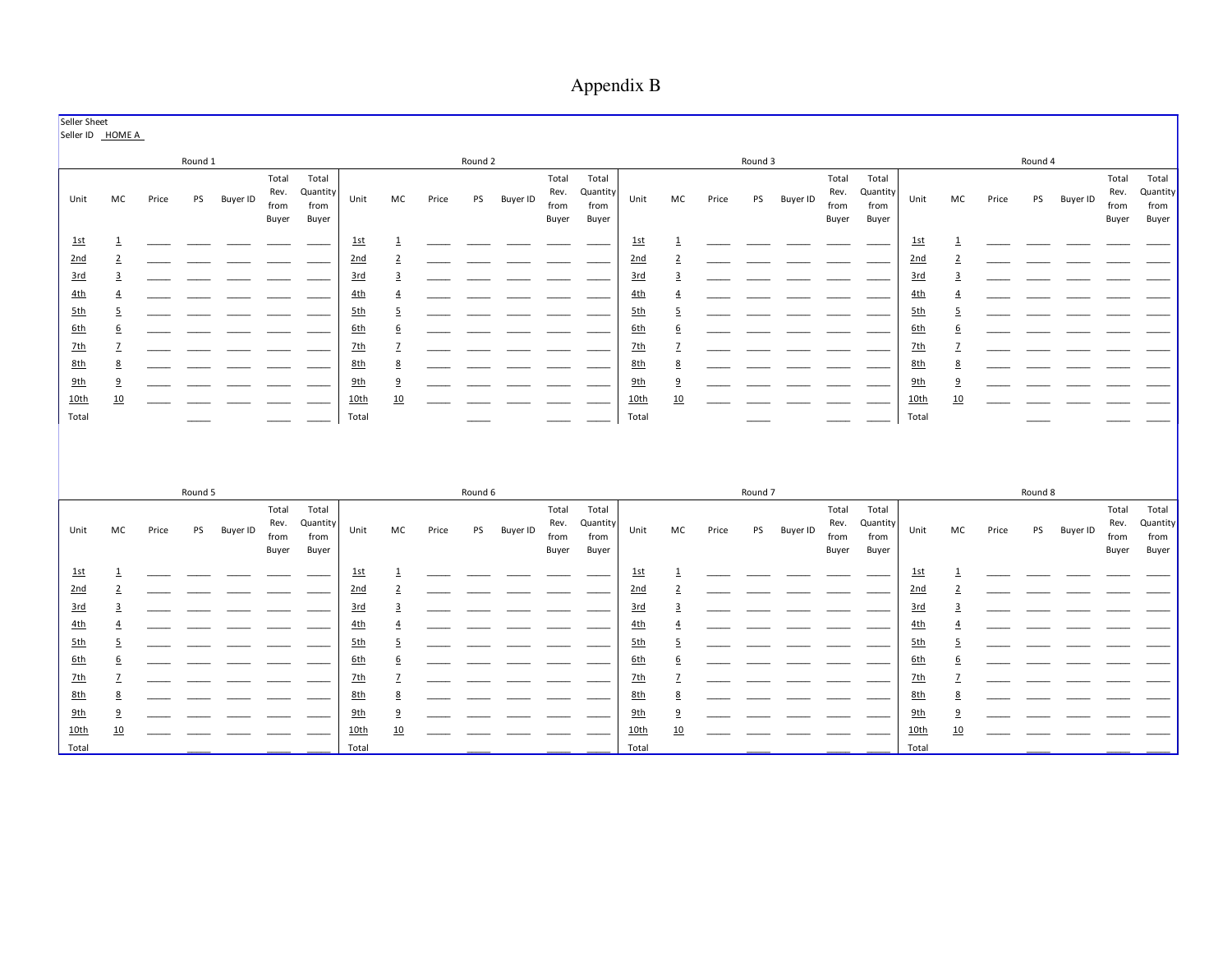# Appendix B

Seller Sheet
Seller ID HOME A

Round 1

| Unit | MC | Price | PS | Buyer ID | Total Rev. from Buyer | Total Quantity from Buyer |
|---|---|---|---|---|---|---|
| 1st | 1 | ____ | ____ | ____ | ____ | ____ |
| 2nd | 2 | ____ | ____ | ____ | ____ | ____ |
| 3rd | 3 | ____ | ____ | ____ | ____ | ____ |
| 4th | 4 | ____ | ____ | ____ | ____ | ____ |
| 5th | 5 | ____ | ____ | ____ | ____ | ____ |
| 6th | 6 | ____ | ____ | ____ | ____ | ____ |
| 7th | 7 | ____ | ____ | ____ | ____ | ____ |
| 8th | 8 | ____ | ____ | ____ | ____ | ____ |
| 9th | 9 | ____ | ____ | ____ | ____ | ____ |
| 10th | 10 | ____ | ____ | ____ | ____ | ____ |
| Total | | | ____ | | ____ | ____ |

Round 2

| Unit | MC | Price | PS | Buyer ID | Total Rev. from Buyer | Total Quantity from Buyer |
|---|---|---|---|---|---|---|
| 1st | 1 | ____ | ____ | ____ | ____ | ____ |
| 2nd | 2 | ____ | ____ | ____ | ____ | ____ |
| 3rd | 3 | ____ | ____ | ____ | ____ | ____ |
| 4th | 4 | ____ | ____ | ____ | ____ | ____ |
| 5th | 5 | ____ | ____ | ____ | ____ | ____ |
| 6th | 6 | ____ | ____ | ____ | ____ | ____ |
| 7th | 7 | ____ | ____ | ____ | ____ | ____ |
| 8th | 8 | ____ | ____ | ____ | ____ | ____ |
| 9th | 9 | ____ | ____ | ____ | ____ | ____ |
| 10th | 10 | ____ | ____ | ____ | ____ | ____ |
| Total | | | ____ | | ____ | ____ |

Round 3

| Unit | MC | Price | PS | Buyer ID | Total Rev. from Buyer | Total Quantity from Buyer |
|---|---|---|---|---|---|---|
| 1st | 1 | ____ | ____ | ____ | ____ | ____ |
| 2nd | 2 | ____ | ____ | ____ | ____ | ____ |
| 3rd | 3 | ____ | ____ | ____ | ____ | ____ |
| 4th | 4 | ____ | ____ | ____ | ____ | ____ |
| 5th | 5 | ____ | ____ | ____ | ____ | ____ |
| 6th | 6 | ____ | ____ | ____ | ____ | ____ |
| 7th | 7 | ____ | ____ | ____ | ____ | ____ |
| 8th | 8 | ____ | ____ | ____ | ____ | ____ |
| 9th | 9 | ____ | ____ | ____ | ____ | ____ |
| 10th | 10 | ____ | ____ | ____ | ____ | ____ |
| Total | | | ____ | | ____ | ____ |

Round 4

| Unit | MC | Price | PS | Buyer ID | Total Rev. from Buyer | Total Quantity from Buyer |
|---|---|---|---|---|---|---|
| 1st | 1 | ____ | ____ | ____ | ____ | ____ |
| 2nd | 2 | ____ | ____ | ____ | ____ | ____ |
| 3rd | 3 | ____ | ____ | ____ | ____ | ____ |
| 4th | 4 | ____ | ____ | ____ | ____ | ____ |
| 5th | 5 | ____ | ____ | ____ | ____ | ____ |
| 6th | 6 | ____ | ____ | ____ | ____ | ____ |
| 7th | 7 | ____ | ____ | ____ | ____ | ____ |
| 8th | 8 | ____ | ____ | ____ | ____ | ____ |
| 9th | 9 | ____ | ____ | ____ | ____ | ____ |
| 10th | 10 | ____ | ____ | ____ | ____ | ____ |
| Total | | | ____ | | ____ | ____ |

Round 5

| Unit | MC | Price | PS | Buyer ID | Total Rev. from Buyer | Total Quantity from Buyer |
|---|---|---|---|---|---|---|
| 1st | 1 | ____ | ____ | ____ | ____ | ____ |
| 2nd | 2 | ____ | ____ | ____ | ____ | ____ |
| 3rd | 3 | ____ | ____ | ____ | ____ | ____ |
| 4th | 4 | ____ | ____ | ____ | ____ | ____ |
| 5th | 5 | ____ | ____ | ____ | ____ | ____ |
| 6th | 6 | ____ | ____ | ____ | ____ | ____ |
| 7th | 7 | ____ | ____ | ____ | ____ | ____ |
| 8th | 8 | ____ | ____ | ____ | ____ | ____ |
| 9th | 9 | ____ | ____ | ____ | ____ | ____ |
| 10th | 10 | ____ | ____ | ____ | ____ | ____ |
| Total | | | ____ | | ____ | ____ |

Round 6

| Unit | MC | Price | PS | Buyer ID | Total Rev. from Buyer | Total Quantity from Buyer |
|---|---|---|---|---|---|---|
| 1st | 1 | ____ | ____ | ____ | ____ | ____ |
| 2nd | 2 | ____ | ____ | ____ | ____ | ____ |
| 3rd | 3 | ____ | ____ | ____ | ____ | ____ |
| 4th | 4 | ____ | ____ | ____ | ____ | ____ |
| 5th | 5 | ____ | ____ | ____ | ____ | ____ |
| 6th | 6 | ____ | ____ | ____ | ____ | ____ |
| 7th | 7 | ____ | ____ | ____ | ____ | ____ |
| 8th | 8 | ____ | ____ | ____ | ____ | ____ |
| 9th | 9 | ____ | ____ | ____ | ____ | ____ |
| 10th | 10 | ____ | ____ | ____ | ____ | ____ |
| Total | | | ____ | | ____ | ____ |

Round 7

| Unit | MC | Price | PS | Buyer ID | Total Rev. from Buyer | Total Quantity from Buyer |
|---|---|---|---|---|---|---|
| 1st | 1 | ____ | ____ | ____ | ____ | ____ |
| 2nd | 2 | ____ | ____ | ____ | ____ | ____ |
| 3rd | 3 | ____ | ____ | ____ | ____ | ____ |
| 4th | 4 | ____ | ____ | ____ | ____ | ____ |
| 5th | 5 | ____ | ____ | ____ | ____ | ____ |
| 6th | 6 | ____ | ____ | ____ | ____ | ____ |
| 7th | 7 | ____ | ____ | ____ | ____ | ____ |
| 8th | 8 | ____ | ____ | ____ | ____ | ____ |
| 9th | 9 | ____ | ____ | ____ | ____ | ____ |
| 10th | 10 | ____ | ____ | ____ | ____ | ____ |
| Total | | | ____ | | ____ | ____ |

Round 8

| Unit | MC | Price | PS | Buyer ID | Total Rev. from Buyer | Total Quantity from Buyer |
|---|---|---|---|---|---|---|
| 1st | 1 | ____ | ____ | ____ | ____ | ____ |
| 2nd | 2 | ____ | ____ | ____ | ____ | ____ |
| 3rd | 3 | ____ | ____ | ____ | ____ | ____ |
| 4th | 4 | ____ | ____ | ____ | ____ | ____ |
| 5th | 5 | ____ | ____ | ____ | ____ | ____ |
| 6th | 6 | ____ | ____ | ____ | ____ | ____ |
| 7th | 7 | ____ | ____ | ____ | ____ | ____ |
| 8th | 8 | ____ | ____ | ____ | ____ | ____ |
| 9th | 9 | ____ | ____ | ____ | ____ | ____ |
| 10th | 10 | ____ | ____ | ____ | ____ | ____ |
| Total | | | ____ | | ____ | ____ |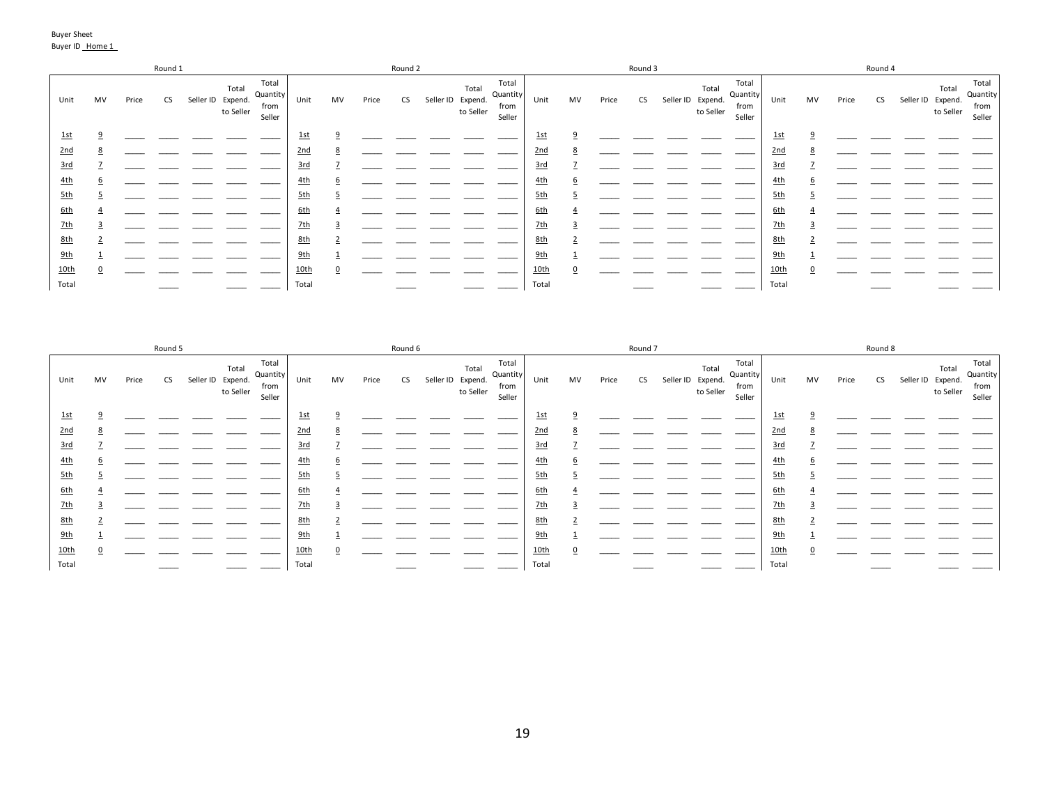Buyer Sheet

Buyer ID Home 1

Round 1

| Unit | MV | Price | CS | Seller ID | Total Expend. to Seller | Total Quantity from Seller |
|---|---|---|---|---|---|---|
| 1st | 9 | | | | | |
| 2nd | 8 | | | | | |
| 3rd | 7 | | | | | |
| 4th | 6 | | | | | |
| 5th | 5 | | | | | |
| 6th | 4 | | | | | |
| 7th | 3 | | | | | |
| 8th | 2 | | | | | |
| 9th | 1 | | | | | |
| 10th | 0 | | | | | |
| Total | | | | | | |

Round 2

| Unit | MV | Price | CS | Seller ID | Total Expend. to Seller | Total Quantity from Seller |
|---|---|---|---|---|---|---|
| 1st | 9 | | | | | |
| 2nd | 8 | | | | | |
| 3rd | 7 | | | | | |
| 4th | 6 | | | | | |
| 5th | 5 | | | | | |
| 6th | 4 | | | | | |
| 7th | 3 | | | | | |
| 8th | 2 | | | | | |
| 9th | 1 | | | | | |
| 10th | 0 | | | | | |
| Total | | | | | | |

Round 3

| Unit | MV | Price | CS | Seller ID | Total Expend. to Seller | Total Quantity from Seller |
|---|---|---|---|---|---|---|
| 1st | 9 | | | | | |
| 2nd | 8 | | | | | |
| 3rd | 7 | | | | | |
| 4th | 6 | | | | | |
| 5th | 5 | | | | | |
| 6th | 4 | | | | | |
| 7th | 3 | | | | | |
| 8th | 2 | | | | | |
| 9th | 1 | | | | | |
| 10th | 0 | | | | | |
| Total | | | | | | |

Round 4

| Unit | MV | Price | CS | Seller ID | Total Expend. to Seller | Total Quantity from Seller |
|---|---|---|---|---|---|---|
| 1st | 9 | | | | | |
| 2nd | 8 | | | | | |
| 3rd | 7 | | | | | |
| 4th | 6 | | | | | |
| 5th | 5 | | | | | |
| 6th | 4 | | | | | |
| 7th | 3 | | | | | |
| 8th | 2 | | | | | |
| 9th | 1 | | | | | |
| 10th | 0 | | | | | |
| Total | | | | | | |

Round 5

| Unit | MV | Price | CS | Seller ID | Total Expend. to Seller | Total Quantity from Seller |
|---|---|---|---|---|---|---|
| 1st | 9 | | | | | |
| 2nd | 8 | | | | | |
| 3rd | 7 | | | | | |
| 4th | 6 | | | | | |
| 5th | 5 | | | | | |
| 6th | 4 | | | | | |
| 7th | 3 | | | | | |
| 8th | 2 | | | | | |
| 9th | 1 | | | | | |
| 10th | 0 | | | | | |
| Total | | | | | | |

Round 6

| Unit | MV | Price | CS | Seller ID | Total Expend. to Seller | Total Quantity from Seller |
|---|---|---|---|---|---|---|
| 1st | 9 | | | | | |
| 2nd | 8 | | | | | |
| 3rd | 7 | | | | | |
| 4th | 6 | | | | | |
| 5th | 5 | | | | | |
| 6th | 4 | | | | | |
| 7th | 3 | | | | | |
| 8th | 2 | | | | | |
| 9th | 1 | | | | | |
| 10th | 0 | | | | | |
| Total | | | | | | |

Round 7

| Unit | MV | Price | CS | Seller ID | Total Expend. to Seller | Total Quantity from Seller |
|---|---|---|---|---|---|---|
| 1st | 9 | | | | | |
| 2nd | 8 | | | | | |
| 3rd | 7 | | | | | |
| 4th | 6 | | | | | |
| 5th | 5 | | | | | |
| 6th | 4 | | | | | |
| 7th | 3 | | | | | |
| 8th | 2 | | | | | |
| 9th | 1 | | | | | |
| 10th | 0 | | | | | |
| Total | | | | | | |

Round 8

| Unit | MV | Price | CS | Seller ID | Total Expend. to Seller | Total Quantity from Seller |
|---|---|---|---|---|---|---|
| 1st | 9 | | | | | |
| 2nd | 8 | | | | | |
| 3rd | 7 | | | | | |
| 4th | 6 | | | | | |
| 5th | 5 | | | | | |
| 6th | 4 | | | | | |
| 7th | 3 | | | | | |
| 8th | 2 | | | | | |
| 9th | 1 | | | | | |
| 10th | 0 | | | | | |
| Total | | | | | | |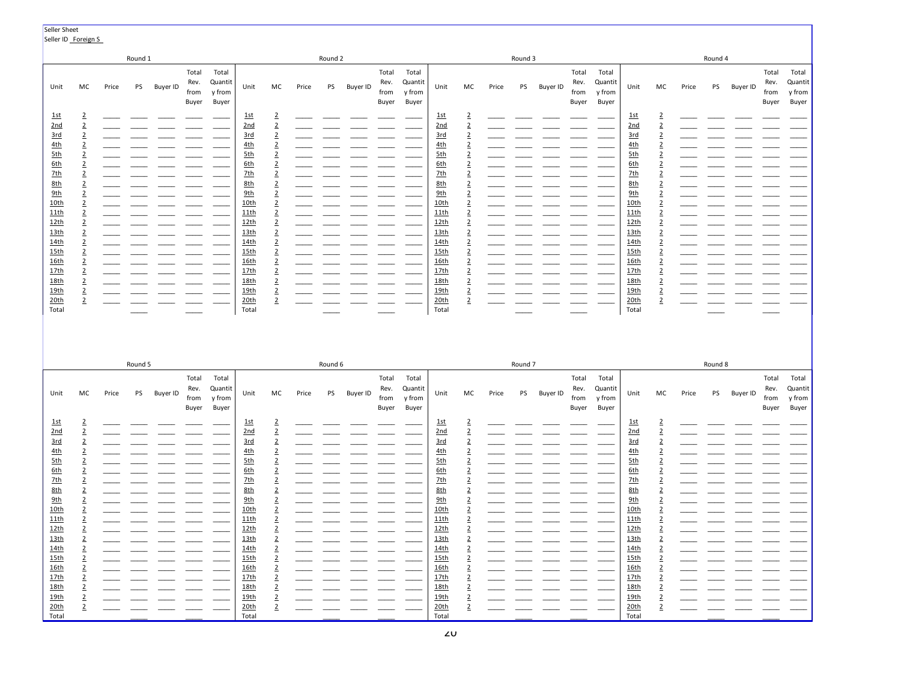Seller Sheet

Seller ID Foreign S

Round 1

| Unit | MC | Price | PS | Buyer ID | Total Rev. from Buyer | Total Quantity from Buyer |
|---|---|---|---|---|---|---|
| 1st | 2 | | | | | |
| 2nd | 2 | | | | | |
| 3rd | 2 | | | | | |
| 4th | 2 | | | | | |
| 5th | 2 | | | | | |
| 6th | 2 | | | | | |
| 7th | 2 | | | | | |
| 8th | 2 | | | | | |
| 9th | 2 | | | | | |
| 10th | 2 | | | | | |
| 11th | 2 | | | | | |
| 12th | 2 | | | | | |
| 13th | 2 | | | | | |
| 14th | 2 | | | | | |
| 15th | 2 | | | | | |
| 16th | 2 | | | | | |
| 17th | 2 | | | | | |
| 18th | 2 | | | | | |
| 19th | 2 | | | | | |
| 20th | 2 | | | | | |
| Total | | | | | | |

Round 2

| Unit | MC | Price | PS | Buyer ID | Total Rev. from Buyer | Total Quantity from Buyer |
|---|---|---|---|---|---|---|
| 1st | 2 | | | | | |
| 2nd | 2 | | | | | |
| 3rd | 2 | | | | | |
| 4th | 2 | | | | | |
| 5th | 2 | | | | | |
| 6th | 2 | | | | | |
| 7th | 2 | | | | | |
| 8th | 2 | | | | | |
| 9th | 2 | | | | | |
| 10th | 2 | | | | | |
| 11th | 2 | | | | | |
| 12th | 2 | | | | | |
| 13th | 2 | | | | | |
| 14th | 2 | | | | | |
| 15th | 2 | | | | | |
| 16th | 2 | | | | | |
| 17th | 2 | | | | | |
| 18th | 2 | | | | | |
| 19th | 2 | | | | | |
| 20th | 2 | | | | | |
| Total | | | | | | |

Round 3

| Unit | MC | Price | PS | Buyer ID | Total Rev. from Buyer | Total Quantity from Buyer |
|---|---|---|---|---|---|---|
| 1st | 2 | | | | | |
| 2nd | 2 | | | | | |
| 3rd | 2 | | | | | |
| 4th | 2 | | | | | |
| 5th | 2 | | | | | |
| 6th | 2 | | | | | |
| 7th | 2 | | | | | |
| 8th | 2 | | | | | |
| 9th | 2 | | | | | |
| 10th | 2 | | | | | |
| 11th | 2 | | | | | |
| 12th | 2 | | | | | |
| 13th | 2 | | | | | |
| 14th | 2 | | | | | |
| 15th | 2 | | | | | |
| 16th | 2 | | | | | |
| 17th | 2 | | | | | |
| 18th | 2 | | | | | |
| 19th | 2 | | | | | |
| 20th | 2 | | | | | |
| Total | | | | | | |

Round 4

| Unit | MC | Price | PS | Buyer ID | Total Rev. from Buyer | Total Quantity from Buyer |
|---|---|---|---|---|---|---|
| 1st | 2 | | | | | |
| 2nd | 2 | | | | | |
| 3rd | 2 | | | | | |
| 4th | 2 | | | | | |
| 5th | 2 | | | | | |
| 6th | 2 | | | | | |
| 7th | 2 | | | | | |
| 8th | 2 | | | | | |
| 9th | 2 | | | | | |
| 10th | 2 | | | | | |
| 11th | 2 | | | | | |
| 12th | 2 | | | | | |
| 13th | 2 | | | | | |
| 14th | 2 | | | | | |
| 15th | 2 | | | | | |
| 16th | 2 | | | | | |
| 17th | 2 | | | | | |
| 18th | 2 | | | | | |
| 19th | 2 | | | | | |
| 20th | 2 | | | | | |
| Total | | | | | | |

Round 5

| Unit | MC | Price | PS | Buyer ID | Total Rev. from Buyer | Total Quantity from Buyer |
|---|---|---|---|---|---|---|
| 1st | 2 | | | | | |
| 2nd | 2 | | | | | |
| 3rd | 2 | | | | | |
| 4th | 2 | | | | | |
| 5th | 2 | | | | | |
| 6th | 2 | | | | | |
| 7th | 2 | | | | | |
| 8th | 2 | | | | | |
| 9th | 2 | | | | | |
| 10th | 2 | | | | | |
| 11th | 2 | | | | | |
| 12th | 2 | | | | | |
| 13th | 2 | | | | | |
| 14th | 2 | | | | | |
| 15th | 2 | | | | | |
| 16th | 2 | | | | | |
| 17th | 2 | | | | | |
| 18th | 2 | | | | | |
| 19th | 2 | | | | | |
| 20th | 2 | | | | | |
| Total | | | | | | |

Round 6

| Unit | MC | Price | PS | Buyer ID | Total Rev. from Buyer | Total Quantity from Buyer |
|---|---|---|---|---|---|---|
| 1st | 2 | | | | | |
| 2nd | 2 | | | | | |
| 3rd | 2 | | | | | |
| 4th | 2 | | | | | |
| 5th | 2 | | | | | |
| 6th | 2 | | | | | |
| 7th | 2 | | | | | |
| 8th | 2 | | | | | |
| 9th | 2 | | | | | |
| 10th | 2 | | | | | |
| 11th | 2 | | | | | |
| 12th | 2 | | | | | |
| 13th | 2 | | | | | |
| 14th | 2 | | | | | |
| 15th | 2 | | | | | |
| 16th | 2 | | | | | |
| 17th | 2 | | | | | |
| 18th | 2 | | | | | |
| 19th | 2 | | | | | |
| 20th | 2 | | | | | |
| Total | | | | | | |

Round 7

| Unit | MC | Price | PS | Buyer ID | Total Rev. from Buyer | Total Quantity from Buyer |
|---|---|---|---|---|---|---|
| 1st | 2 | | | | | |
| 2nd | 2 | | | | | |
| 3rd | 2 | | | | | |
| 4th | 2 | | | | | |
| 5th | 2 | | | | | |
| 6th | 2 | | | | | |
| 7th | 2 | | | | | |
| 8th | 2 | | | | | |
| 9th | 2 | | | | | |
| 10th | 2 | | | | | |
| 11th | 2 | | | | | |
| 12th | 2 | | | | | |
| 13th | 2 | | | | | |
| 14th | 2 | | | | | |
| 15th | 2 | | | | | |
| 16th | 2 | | | | | |
| 17th | 2 | | | | | |
| 18th | 2 | | | | | |
| 19th | 2 | | | | | |
| 20th | 2 | | | | | |
| Total | | | | | | |

Round 8

| Unit | MC | Price | PS | Buyer ID | Total Rev. from Buyer | Total Quantity from Buyer |
|---|---|---|---|---|---|---|
| 1st | 2 | | | | | |
| 2nd | 2 | | | | | |
| 3rd | 2 | | | | | |
| 4th | 2 | | | | | |
| 5th | 2 | | | | | |
| 6th | 2 | | | | | |
| 7th | 2 | | | | | |
| 8th | 2 | | | | | |
| 9th | 2 | | | | | |
| 10th | 2 | | | | | |
| 11th | 2 | | | | | |
| 12th | 2 | | | | | |
| 13th | 2 | | | | | |
| 14th | 2 | | | | | |
| 15th | 2 | | | | | |
| 16th | 2 | | | | | |
| 17th | 2 | | | | | |
| 18th | 2 | | | | | |
| 19th | 2 | | | | | |
| 20th | 2 | | | | | |
| Total | | | | | | |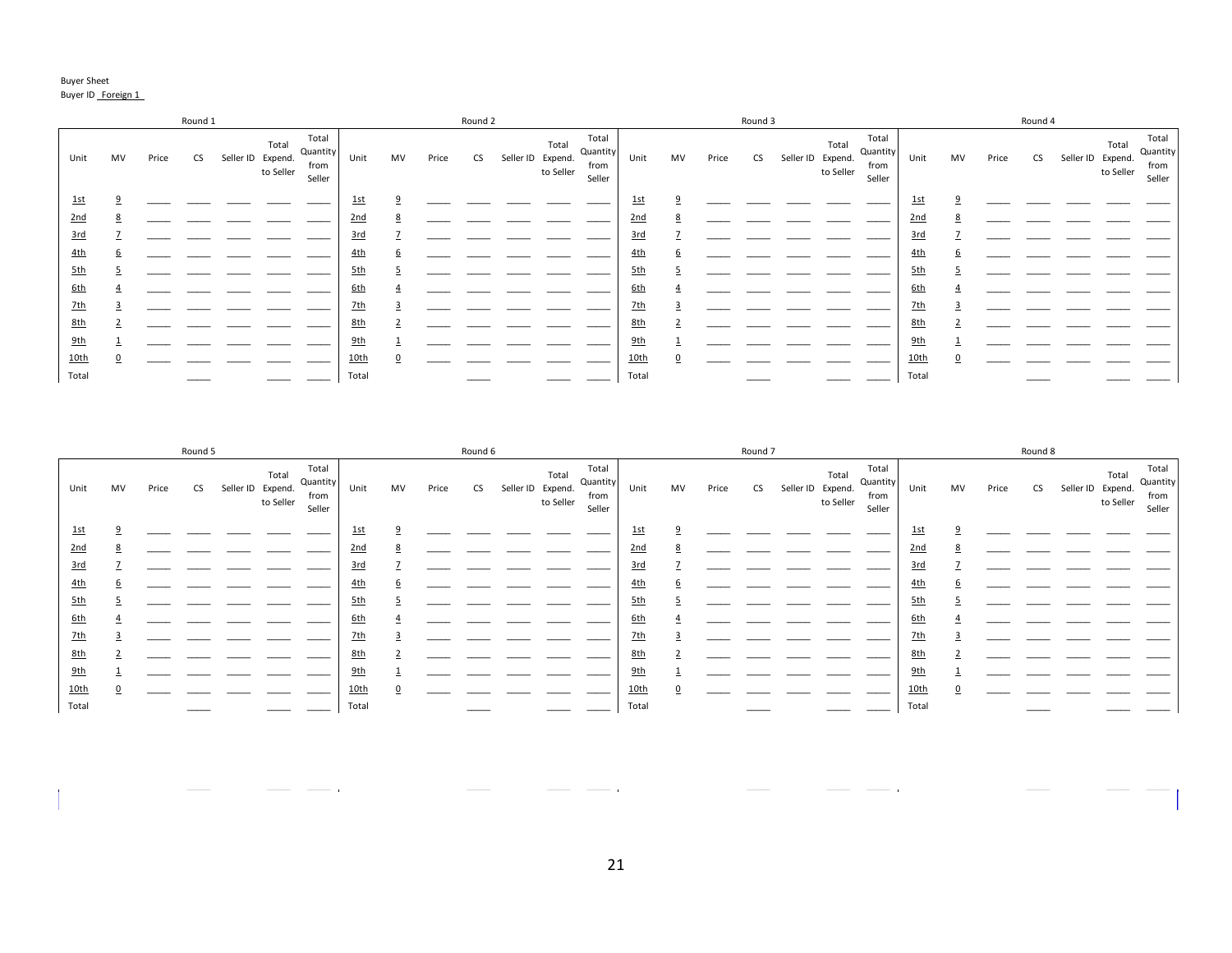Buyer Sheet

Buyer ID Foreign 1

**Round 1**

| Unit | MV | Price | CS | Seller ID | Total Expend. to Seller | Total Quantity from Seller |
|---|---|---|---|---|---|---|
| 1st | 9 | | | | | |
| 2nd | 8 | | | | | |
| 3rd | 7 | | | | | |
| 4th | 6 | | | | | |
| 5th | 5 | | | | | |
| 6th | 4 | | | | | |
| 7th | 3 | | | | | |
| 8th | 2 | | | | | |
| 9th | 1 | | | | | |
| 10th | 0 | | | | | |
| Total | | | | | | |

**Round 2**

| Unit | MV | Price | CS | Seller ID | Total Expend. to Seller | Total Quantity from Seller |
|---|---|---|---|---|---|---|
| 1st | 9 | | | | | |
| 2nd | 8 | | | | | |
| 3rd | 7 | | | | | |
| 4th | 6 | | | | | |
| 5th | 5 | | | | | |
| 6th | 4 | | | | | |
| 7th | 3 | | | | | |
| 8th | 2 | | | | | |
| 9th | 1 | | | | | |
| 10th | 0 | | | | | |
| Total | | | | | | |

**Round 3**

| Unit | MV | Price | CS | Seller ID | Total Expend. to Seller | Total Quantity from Seller |
|---|---|---|---|---|---|---|
| 1st | 9 | | | | | |
| 2nd | 8 | | | | | |
| 3rd | 7 | | | | | |
| 4th | 6 | | | | | |
| 5th | 5 | | | | | |
| 6th | 4 | | | | | |
| 7th | 3 | | | | | |
| 8th | 2 | | | | | |
| 9th | 1 | | | | | |
| 10th | 0 | | | | | |
| Total | | | | | | |

**Round 4**

| Unit | MV | Price | CS | Seller ID | Total Expend. to Seller | Total Quantity from Seller |
|---|---|---|---|---|---|---|
| 1st | 9 | | | | | |
| 2nd | 8 | | | | | |
| 3rd | 7 | | | | | |
| 4th | 6 | | | | | |
| 5th | 5 | | | | | |
| 6th | 4 | | | | | |
| 7th | 3 | | | | | |
| 8th | 2 | | | | | |
| 9th | 1 | | | | | |
| 10th | 0 | | | | | |
| Total | | | | | | |

**Round 5**

| Unit | MV | Price | CS | Seller ID | Total Expend. to Seller | Total Quantity from Seller |
|---|---|---|---|---|---|---|
| 1st | 9 | | | | | |
| 2nd | 8 | | | | | |
| 3rd | 7 | | | | | |
| 4th | 6 | | | | | |
| 5th | 5 | | | | | |
| 6th | 4 | | | | | |
| 7th | 3 | | | | | |
| 8th | 2 | | | | | |
| 9th | 1 | | | | | |
| 10th | 0 | | | | | |
| Total | | | | | | |

**Round 6**

| Unit | MV | Price | CS | Seller ID | Total Expend. to Seller | Total Quantity from Seller |
|---|---|---|---|---|---|---|
| 1st | 9 | | | | | |
| 2nd | 8 | | | | | |
| 3rd | 7 | | | | | |
| 4th | 6 | | | | | |
| 5th | 5 | | | | | |
| 6th | 4 | | | | | |
| 7th | 3 | | | | | |
| 8th | 2 | | | | | |
| 9th | 1 | | | | | |
| 10th | 0 | | | | | |
| Total | | | | | | |

**Round 7**

| Unit | MV | Price | CS | Seller ID | Total Expend. to Seller | Total Quantity from Seller |
|---|---|---|---|---|---|---|
| 1st | 9 | | | | | |
| 2nd | 8 | | | | | |
| 3rd | 7 | | | | | |
| 4th | 6 | | | | | |
| 5th | 5 | | | | | |
| 6th | 4 | | | | | |
| 7th | 3 | | | | | |
| 8th | 2 | | | | | |
| 9th | 1 | | | | | |
| 10th | 0 | | | | | |
| Total | | | | | | |

**Round 8**

| Unit | MV | Price | CS | Seller ID | Total Expend. to Seller | Total Quantity from Seller |
|---|---|---|---|---|---|---|
| 1st | 9 | | | | | |
| 2nd | 8 | | | | | |
| 3rd | 7 | | | | | |
| 4th | 6 | | | | | |
| 5th | 5 | | | | | |
| 6th | 4 | | | | | |
| 7th | 3 | | | | | |
| 8th | 2 | | | | | |
| 9th | 1 | | | | | |
| 10th | 0 | | | | | |
| Total | | | | | | |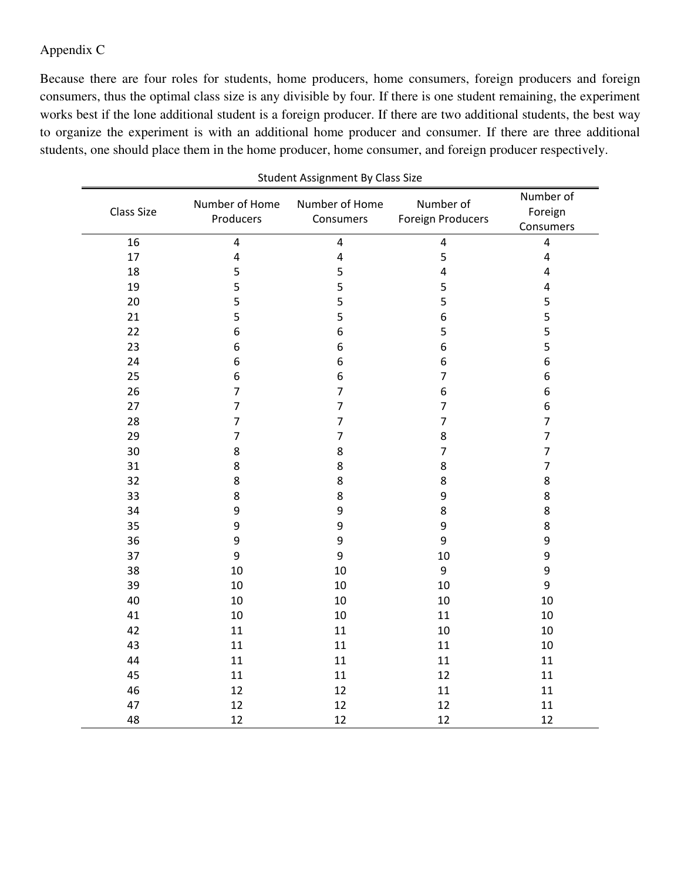Appendix C

Because there are four roles for students, home producers, home consumers, foreign producers and foreign consumers, thus the optimal class size is any divisible by four. If there is one student remaining, the experiment works best if the lone additional student is a foreign producer. If there are two additional students, the best way to organize the experiment is with an additional home producer and consumer. If there are three additional students, one should place them in the home producer, home consumer, and foreign producer respectively.

Student Assignment By Class Size

| Class Size | Number of Home Producers | Number of Home Consumers | Number of Foreign Producers | Number of Foreign Consumers |
|---|---|---|---|---|
| 16 | 4 | 4 | 4 | 4 |
| 17 | 4 | 4 | 5 | 4 |
| 18 | 5 | 5 | 4 | 4 |
| 19 | 5 | 5 | 5 | 4 |
| 20 | 5 | 5 | 5 | 5 |
| 21 | 5 | 5 | 6 | 5 |
| 22 | 6 | 6 | 5 | 5 |
| 23 | 6 | 6 | 6 | 5 |
| 24 | 6 | 6 | 6 | 6 |
| 25 | 6 | 6 | 7 | 6 |
| 26 | 7 | 7 | 6 | 6 |
| 27 | 7 | 7 | 7 | 6 |
| 28 | 7 | 7 | 7 | 7 |
| 29 | 7 | 7 | 8 | 7 |
| 30 | 8 | 8 | 7 | 7 |
| 31 | 8 | 8 | 8 | 7 |
| 32 | 8 | 8 | 8 | 8 |
| 33 | 8 | 8 | 9 | 8 |
| 34 | 9 | 9 | 8 | 8 |
| 35 | 9 | 9 | 9 | 8 |
| 36 | 9 | 9 | 9 | 9 |
| 37 | 9 | 9 | 10 | 9 |
| 38 | 10 | 10 | 9 | 9 |
| 39 | 10 | 10 | 10 | 9 |
| 40 | 10 | 10 | 10 | 10 |
| 41 | 10 | 10 | 11 | 10 |
| 42 | 11 | 11 | 10 | 10 |
| 43 | 11 | 11 | 11 | 10 |
| 44 | 11 | 11 | 11 | 11 |
| 45 | 11 | 11 | 12 | 11 |
| 46 | 12 | 12 | 11 | 11 |
| 47 | 12 | 12 | 12 | 11 |
| 48 | 12 | 12 | 12 | 12 |